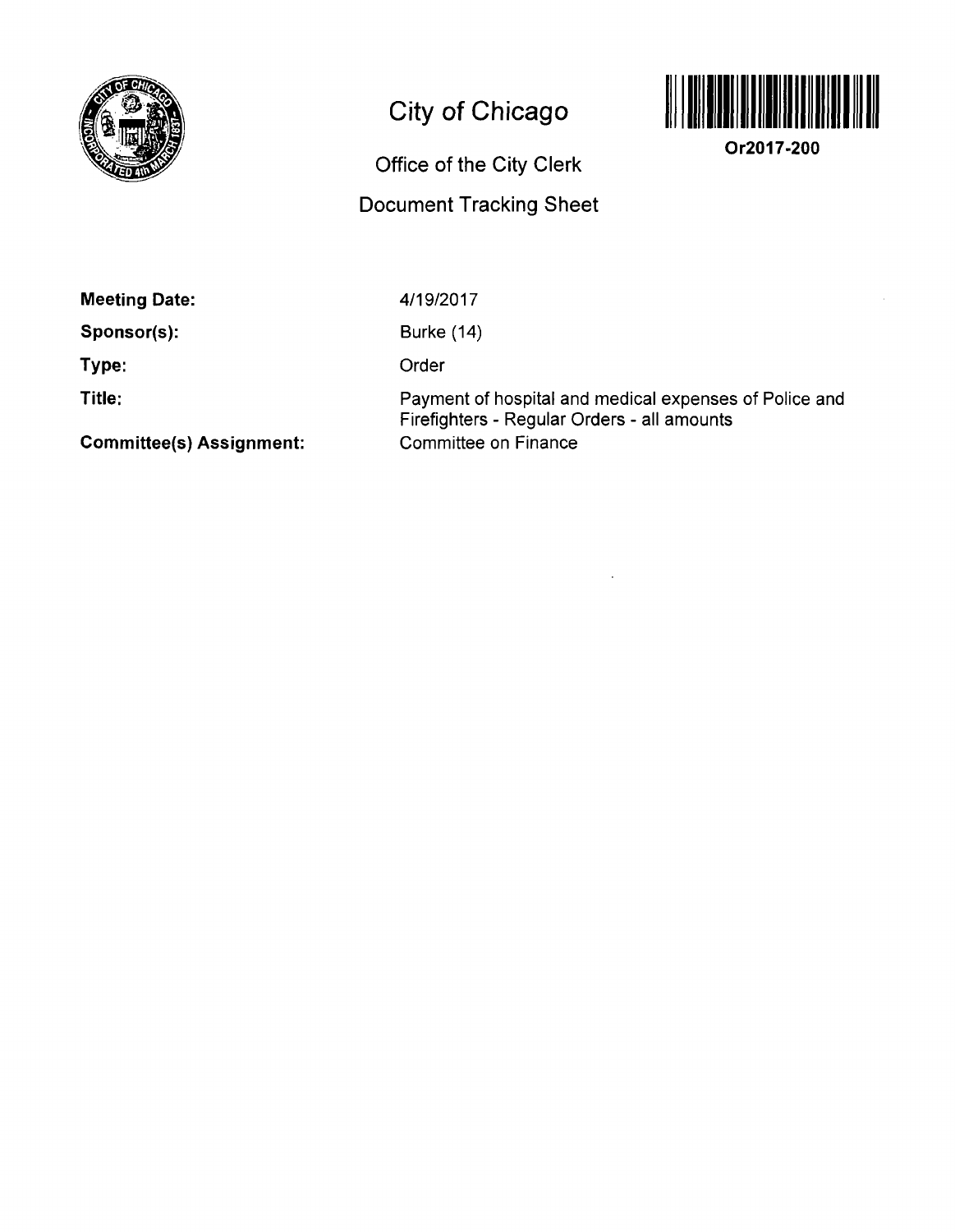# City of Chicago

Or2017-200

## Office of the City Clerk

## Document Tracking Sheet

**Meeting Date:** 4/19/2017

**Sponsor(s):** Burke (14)

**Type:** Order

**Title:** Payment of hospital and medical expenses of Police and Firefighters - Regular Orders - all amounts

**Committee(s) Assignment:** Committee on Finance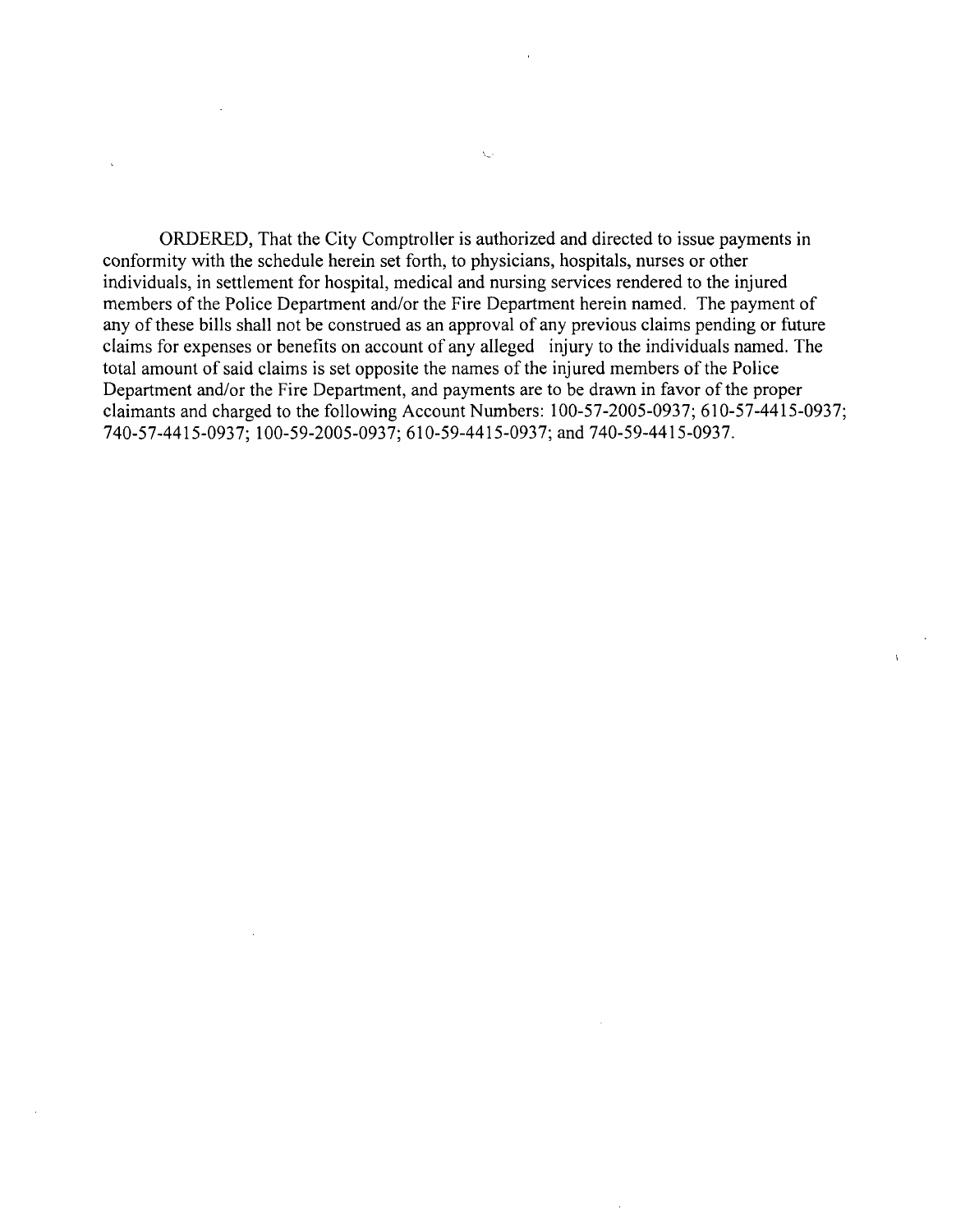ORDERED, That the City Comptroller is authorized and directed to issue payments in conformity with the schedule herein set forth, to physicians, hospitals, nurses or other individuals, in settlement for hospital, medical and nursing services rendered to the injured members of the Police Department and/or the Fire Department herein named. The payment of any of these bills shall not be construed as an approval of any previous claims pending or future claims for expenses or benefits on account of any alleged injury to the individuals named. The total amount of said claims is set opposite the names of the injured members of the Police Department and/or the Fire Department, and payments are to be drawn in favor of the proper claimants and charged to the following Account Numbers: 100-57-2005-0937; 610-57-4415-0937; 740-57-4415-0937; 100-59-2005-0937; 610-59-4415-0937; and 740-59-4415-0937.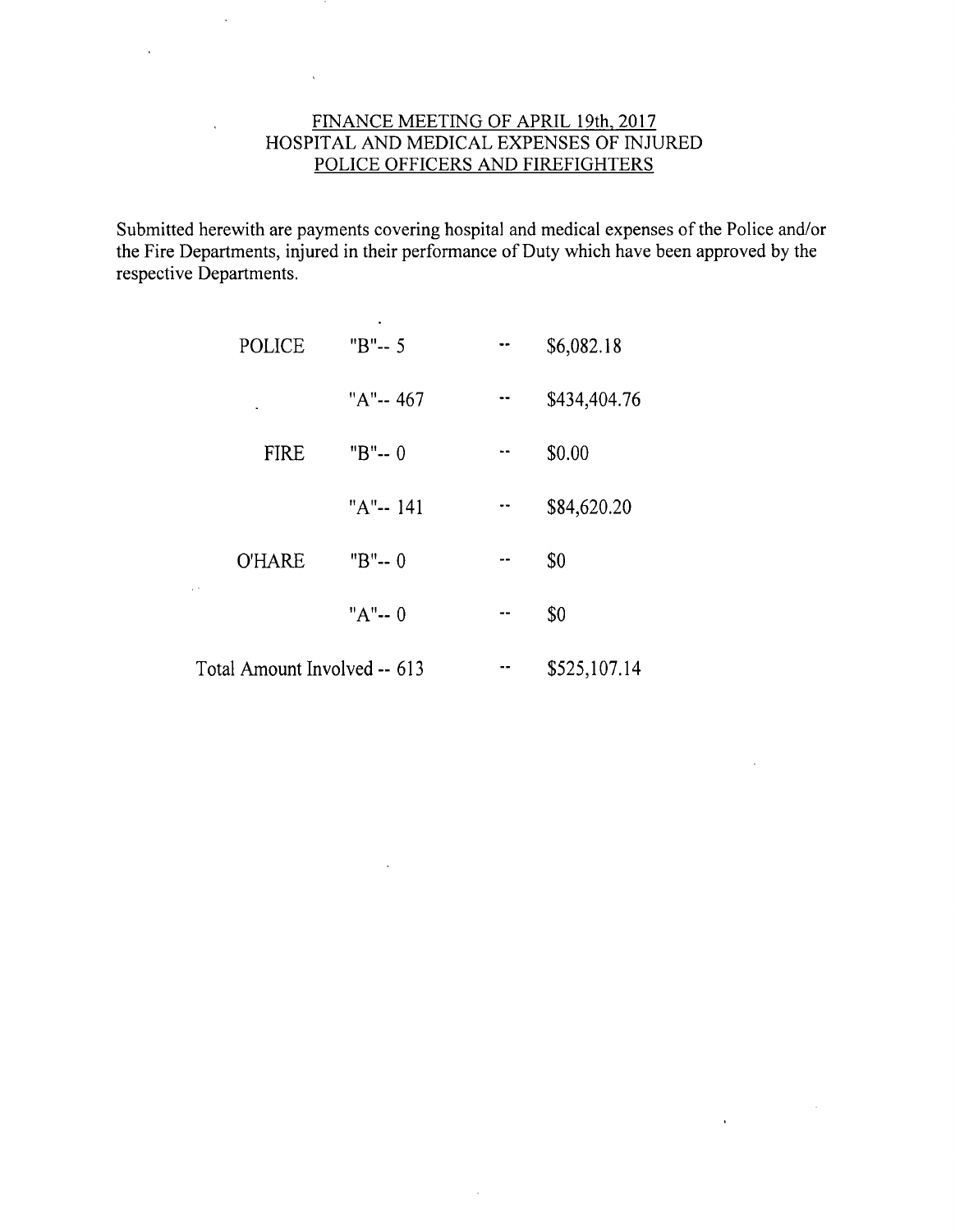# FINANCE MEETING OF APRIL 19th, 2017
## HOSPITAL AND MEDICAL EXPENSES OF INJURED POLICE OFFICERS AND FIREFIGHTERS

Submitted herewith are payments covering hospital and medical expenses of the Police and/or the Fire Departments, injured in their performance of Duty which have been approved by the respective Departments.

| | | | |
|---|---|---|---|
| POLICE | "B"-- 5 | -- | $6,082.18 |
| | "A"-- 467 | -- | $434,404.76 |
| FIRE | "B"-- 0 | -- | $0.00 |
| | "A"-- 141 | -- | $84,620.20 |
| O'HARE | "B"-- 0 | -- | $0 |
| | "A"-- 0 | -- | $0 |
| Total Amount Involved -- 613 | | -- | $525,107.14 |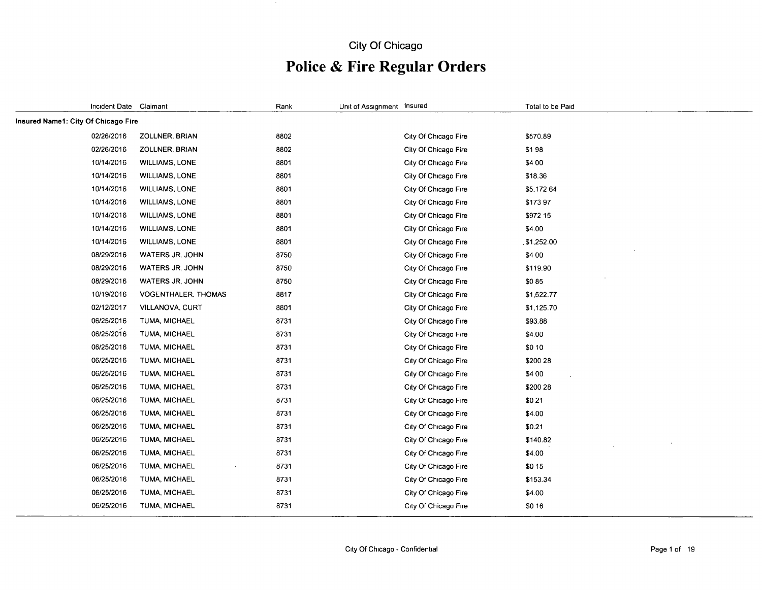City Of Chicago

# Police & Fire Regular Orders

| Incident Date | Claimant | Rank | Unit of Assignment | Insured | Total to be Paid |
|---|---|---|---|---|---|
| **Insured Name1: City Of Chicago Fire** | | | | | |
| 02/26/2016 | ZOLLNER, BRIAN | 8802 | | City Of Chicago Fire | $570.89 |
| 02/26/2016 | ZOLLNER, BRIAN | 8802 | | City Of Chicago Fire | $1 98 |
| 10/14/2016 | WILLIAMS, LONE | 8801 | | City Of Chicago Fire | $4 00 |
| 10/14/2016 | WILLIAMS, LONE | 8801 | | City Of Chicago Fire | $18.36 |
| 10/14/2016 | WILLIAMS, LONE | 8801 | | City Of Chicago Fire | $5,172 64 |
| 10/14/2016 | WILLIAMS, LONE | 8801 | | City Of Chicago Fire | $173 97 |
| 10/14/2016 | WILLIAMS, LONE | 8801 | | City Of Chicago Fire | $972 15 |
| 10/14/2016 | WILLIAMS, LONE | 8801 | | City Of Chicago Fire | $4.00 |
| 10/14/2016 | WILLIAMS, LONE | 8801 | | City Of Chicago Fire | $1,252.00 |
| 08/29/2016 | WATERS JR, JOHN | 8750 | | City Of Chicago Fire | $4 00 |
| 08/29/2016 | WATERS JR, JOHN | 8750 | | City Of Chicago Fire | $119.90 |
| 08/29/2016 | WATERS JR, JOHN | 8750 | | City Of Chicago Fire | $0 85 |
| 10/19/2016 | VOGENTHALER, THOMAS | 8817 | | City Of Chicago Fire | $1,522.77 |
| 02/12/2017 | VILLANOVA, CURT | 8801 | | City Of Chicago Fire | $1,125.70 |
| 06/25/2016 | TUMA, MICHAEL | 8731 | | City Of Chicago Fire | $93.88 |
| 06/25/2016 | TUMA, MICHAEL | 8731 | | City Of Chicago Fire | $4.00 |
| 06/25/2016 | TUMA, MICHAEL | 8731 | | City Of Chicago Fire | $0 10 |
| 06/25/2016 | TUMA, MICHAEL | 8731 | | City Of Chicago Fire | $200 28 |
| 06/25/2016 | TUMA, MICHAEL | 8731 | | City Of Chicago Fire | $4 00 |
| 06/25/2016 | TUMA, MICHAEL | 8731 | | City Of Chicago Fire | $200 28 |
| 06/25/2016 | TUMA, MICHAEL | 8731 | | City Of Chicago Fire | $0 21 |
| 06/25/2016 | TUMA, MICHAEL | 8731 | | City Of Chicago Fire | $4.00 |
| 06/25/2016 | TUMA, MICHAEL | 8731 | | City Of Chicago Fire | $0.21 |
| 06/25/2016 | TUMA, MICHAEL | 8731 | | City Of Chicago Fire | $140.82 |
| 06/25/2016 | TUMA, MICHAEL | 8731 | | City Of Chicago Fire | $4.00 |
| 06/25/2016 | TUMA, MICHAEL | 8731 | | City Of Chicago Fire | $0 15 |
| 06/25/2016 | TUMA, MICHAEL | 8731 | | City Of Chicago Fire | $153.34 |
| 06/25/2016 | TUMA, MICHAEL | 8731 | | City Of Chicago Fire | $4.00 |
| 06/25/2016 | TUMA, MICHAEL | 8731 | | City Of Chicago Fire | $0 16 |

City Of Chicago - Confidential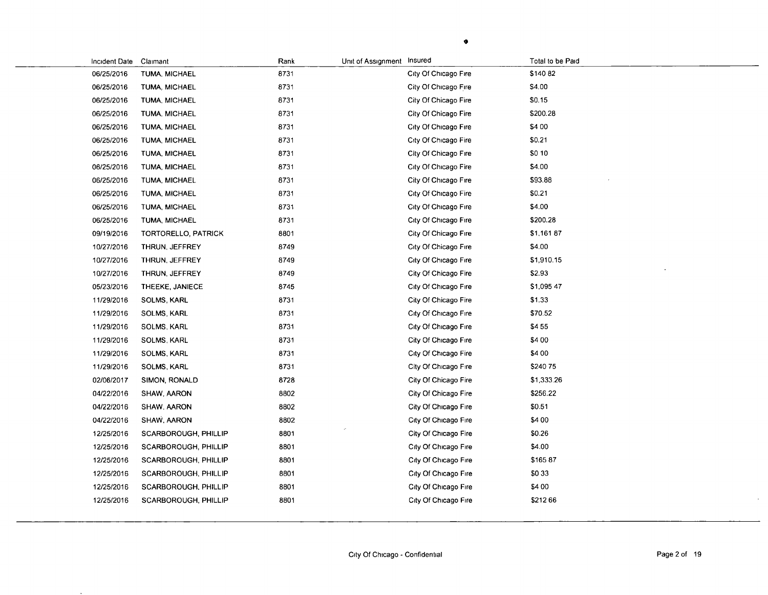| Incident Date | Claimant | Rank | Unit of Assignment | Insured | Total to be Paid |
|---|---|---|---|---|---|
| 06/25/2016 | TUMA, MICHAEL | 8731 | | City Of Chicago Fire | $140 82 |
| 06/25/2016 | TUMA, MICHAEL | 8731 | | City Of Chicago Fire | $4.00 |
| 06/25/2016 | TUMA, MICHAEL | 8731 | | City Of Chicago Fire | $0.15 |
| 06/25/2016 | TUMA, MICHAEL | 8731 | | City Of Chicago Fire | $200.28 |
| 06/25/2016 | TUMA, MICHAEL | 8731 | | City Of Chicago Fire | $4 00 |
| 06/25/2016 | TUMA, MICHAEL | 8731 | | City Of Chicago Fire | $0.21 |
| 06/25/2016 | TUMA, MICHAEL | 8731 | | City Of Chicago Fire | $0 10 |
| 06/25/2016 | TUMA, MICHAEL | 8731 | | City Of Chicago Fire | $4.00 |
| 06/25/2016 | TUMA, MICHAEL | 8731 | | City Of Chicago Fire | $93.88 |
| 06/25/2016 | TUMA, MICHAEL | 8731 | | City Of Chicago Fire | $0.21 |
| 06/25/2016 | TUMA, MICHAEL | 8731 | | City Of Chicago Fire | $4.00 |
| 06/25/2016 | TUMA, MICHAEL | 8731 | | City Of Chicago Fire | $200.28 |
| 09/19/2016 | TORTORELLO, PATRICK | 8801 | | City Of Chicago Fire | $1,161 87 |
| 10/27/2016 | THRUN, JEFFREY | 8749 | | City Of Chicago Fire | $4.00 |
| 10/27/2016 | THRUN, JEFFREY | 8749 | | City Of Chicago Fire | $1,910.15 |
| 10/27/2016 | THRUN, JEFFREY | 8749 | | City Of Chicago Fire | $2.93 |
| 05/23/2016 | THEEKE, JANIECE | 8745 | | City Of Chicago Fire | $1,095 47 |
| 11/29/2016 | SOLMS, KARL | 8731 | | City Of Chicago Fire | $1.33 |
| 11/29/2016 | SOLMS, KARL | 8731 | | City Of Chicago Fire | $70.52 |
| 11/29/2016 | SOLMS, KARL | 8731 | | City Of Chicago Fire | $4 55 |
| 11/29/2016 | SOLMS, KARL | 8731 | | City Of Chicago Fire | $4 00 |
| 11/29/2016 | SOLMS, KARL | 8731 | | City Of Chicago Fire | $4 00 |
| 11/29/2016 | SOLMS, KARL | 8731 | | City Of Chicago Fire | $240 75 |
| 02/06/2017 | SIMON, RONALD | 8728 | | City Of Chicago Fire | $1,333.26 |
| 04/22/2016 | SHAW, AARON | 8802 | | City Of Chicago Fire | $256.22 |
| 04/22/2016 | SHAW, AARON | 8802 | | City Of Chicago Fire | $0.51 |
| 04/22/2016 | SHAW, AARON | 8802 | | City Of Chicago Fire | $4 00 |
| 12/25/2016 | SCARBOROUGH, PHILLIP | 8801 | | City Of Chicago Fire | $0.26 |
| 12/25/2016 | SCARBOROUGH, PHILLIP | 8801 | | City Of Chicago Fire | $4.00 |
| 12/25/2016 | SCARBOROUGH, PHILLIP | 8801 | | City Of Chicago Fire | $165 87 |
| 12/25/2016 | SCARBOROUGH, PHILLIP | 8801 | | City Of Chicago Fire | $0 33 |
| 12/25/2016 | SCARBOROUGH, PHILLIP | 8801 | | City Of Chicago Fire | $4 00 |
| 12/25/2016 | SCARBOROUGH, PHILLIP | 8801 | | City Of Chicago Fire | $212 66 |

City Of Chicago - Confidential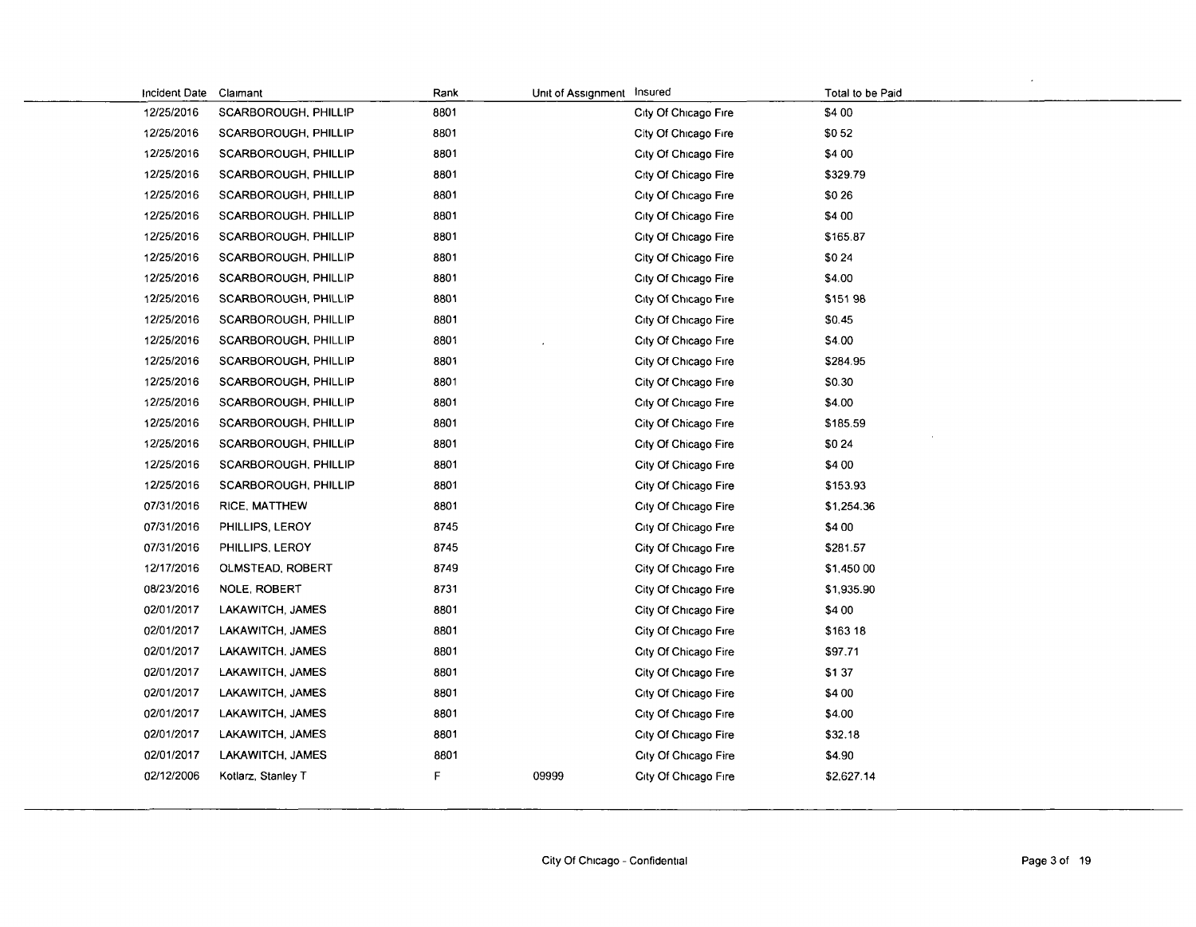| Incident Date | Claimant | Rank | Unit of Assignment | Insured | Total to be Paid |
|---|---|---|---|---|---|
| 12/25/2016 | SCARBOROUGH, PHILLIP | 8801 | | City Of Chicago Fire | $4 00 |
| 12/25/2016 | SCARBOROUGH, PHILLIP | 8801 | | City Of Chicago Fire | $0 52 |
| 12/25/2016 | SCARBOROUGH, PHILLIP | 8801 | | City Of Chicago Fire | $4 00 |
| 12/25/2016 | SCARBOROUGH, PHILLIP | 8801 | | City Of Chicago Fire | $329.79 |
| 12/25/2016 | SCARBOROUGH, PHILLIP | 8801 | | City Of Chicago Fire | $0 26 |
| 12/25/2016 | SCARBOROUGH, PHILLIP | 8801 | | City Of Chicago Fire | $4 00 |
| 12/25/2016 | SCARBOROUGH, PHILLIP | 8801 | | City Of Chicago Fire | $165.87 |
| 12/25/2016 | SCARBOROUGH, PHILLIP | 8801 | | City Of Chicago Fire | $0 24 |
| 12/25/2016 | SCARBOROUGH, PHILLIP | 8801 | | City Of Chicago Fire | $4.00 |
| 12/25/2016 | SCARBOROUGH, PHILLIP | 8801 | | City Of Chicago Fire | $151 98 |
| 12/25/2016 | SCARBOROUGH, PHILLIP | 8801 | | City Of Chicago Fire | $0.45 |
| 12/25/2016 | SCARBOROUGH, PHILLIP | 8801 | | City Of Chicago Fire | $4.00 |
| 12/25/2016 | SCARBOROUGH, PHILLIP | 8801 | | City Of Chicago Fire | $284.95 |
| 12/25/2016 | SCARBOROUGH, PHILLIP | 8801 | | City Of Chicago Fire | $0.30 |
| 12/25/2016 | SCARBOROUGH, PHILLIP | 8801 | | City Of Chicago Fire | $4.00 |
| 12/25/2016 | SCARBOROUGH, PHILLIP | 8801 | | City Of Chicago Fire | $185.59 |
| 12/25/2016 | SCARBOROUGH, PHILLIP | 8801 | | City Of Chicago Fire | $0 24 |
| 12/25/2016 | SCARBOROUGH, PHILLIP | 8801 | | City Of Chicago Fire | $4 00 |
| 12/25/2016 | SCARBOROUGH, PHILLIP | 8801 | | City Of Chicago Fire | $153.93 |
| 07/31/2016 | RICE, MATTHEW | 8801 | | City Of Chicago Fire | $1,254.36 |
| 07/31/2016 | PHILLIPS, LEROY | 8745 | | City Of Chicago Fire | $4 00 |
| 07/31/2016 | PHILLIPS, LEROY | 8745 | | City Of Chicago Fire | $281.57 |
| 12/17/2016 | OLMSTEAD, ROBERT | 8749 | | City Of Chicago Fire | $1,450 00 |
| 08/23/2016 | NOLE, ROBERT | 8731 | | City Of Chicago Fire | $1,935.90 |
| 02/01/2017 | LAKAWITCH, JAMES | 8801 | | City Of Chicago Fire | $4 00 |
| 02/01/2017 | LAKAWITCH, JAMES | 8801 | | City Of Chicago Fire | $163 18 |
| 02/01/2017 | LAKAWITCH. JAMES | 8801 | | City Of Chicago Fire | $97.71 |
| 02/01/2017 | LAKAWITCH, JAMES | 8801 | | City Of Chicago Fire | $1 37 |
| 02/01/2017 | LAKAWITCH, JAMES | 8801 | | City Of Chicago Fire | $4 00 |
| 02/01/2017 | LAKAWITCH, JAMES | 8801 | | City Of Chicago Fire | $4.00 |
| 02/01/2017 | LAKAWITCH, JAMES | 8801 | | City Of Chicago Fire | $32.18 |
| 02/01/2017 | LAKAWITCH, JAMES | 8801 | | City Of Chicago Fire | $4.90 |
| 02/12/2006 | Kotlarz, Stanley T | F | 09999 | City Of Chicago Fire | $2,627.14 |

City Of Chicago - Confidential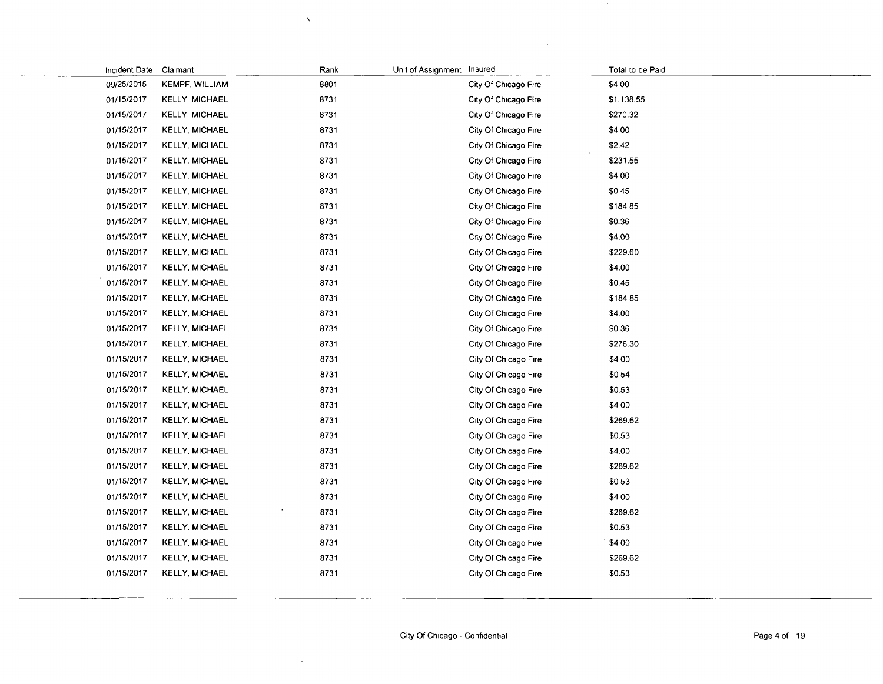| Incident Date | Claimant | Rank | Unit of Assignment | Insured | Total to be Paid |
|---|---|---|---|---|---|
| 09/25/2015 | KEMPF, WILLIAM | 8801 | | City Of Chicago Fire | $4 00 |
| 01/15/2017 | KELLY, MICHAEL | 8731 | | City Of Chicago Fire | $1,138.55 |
| 01/15/2017 | KELLY, MICHAEL | 8731 | | City Of Chicago Fire | $270.32 |
| 01/15/2017 | KELLY, MICHAEL | 8731 | | City Of Chicago Fire | $4 00 |
| 01/15/2017 | KELLY, MICHAEL | 8731 | | City Of Chicago Fire | $2.42 |
| 01/15/2017 | KELLY, MICHAEL | 8731 | | City Of Chicago Fire | $231.55 |
| 01/15/2017 | KELLY, MICHAEL | 8731 | | City Of Chicago Fire | $4 00 |
| 01/15/2017 | KELLY, MICHAEL | 8731 | | City Of Chicago Fire | $0 45 |
| 01/15/2017 | KELLY, MICHAEL | 8731 | | City Of Chicago Fire | $184 85 |
| 01/15/2017 | KELLY, MICHAEL | 8731 | | City Of Chicago Fire | $0.36 |
| 01/15/2017 | KELLY, MICHAEL | 8731 | | City Of Chicago Fire | $4.00 |
| 01/15/2017 | KELLY, MICHAEL | 8731 | | City Of Chicago Fire | $229.60 |
| 01/15/2017 | KELLY, MICHAEL | 8731 | | City Of Chicago Fire | $4.00 |
| 01/15/2017 | KELLY, MICHAEL | 8731 | | City Of Chicago Fire | $0.45 |
| 01/15/2017 | KELLY, MICHAEL | 8731 | | City Of Chicago Fire | $184 85 |
| 01/15/2017 | KELLY, MICHAEL | 8731 | | City Of Chicago Fire | $4.00 |
| 01/15/2017 | KELLY, MICHAEL | 8731 | | City Of Chicago Fire | $0 36 |
| 01/15/2017 | KELLY, MICHAEL | 8731 | | City Of Chicago Fire | $276.30 |
| 01/15/2017 | KELLY, MICHAEL | 8731 | | City Of Chicago Fire | $4 00 |
| 01/15/2017 | KELLY, MICHAEL | 8731 | | City Of Chicago Fire | $0 54 |
| 01/15/2017 | KELLY, MICHAEL | 8731 | | City Of Chicago Fire | $0.53 |
| 01/15/2017 | KELLY, MICHAEL | 8731 | | City Of Chicago Fire | $4 00 |
| 01/15/2017 | KELLY, MICHAEL | 8731 | | City Of Chicago Fire | $269.62 |
| 01/15/2017 | KELLY, MICHAEL | 8731 | | City Of Chicago Fire | $0.53 |
| 01/15/2017 | KELLY, MICHAEL | 8731 | | City Of Chicago Fire | $4.00 |
| 01/15/2017 | KELLY, MICHAEL | 8731 | | City Of Chicago Fire | $269.62 |
| 01/15/2017 | KELLY, MICHAEL | 8731 | | City Of Chicago Fire | $0 53 |
| 01/15/2017 | KELLY, MICHAEL | 8731 | | City Of Chicago Fire | $4 00 |
| 01/15/2017 | KELLY, MICHAEL | 8731 | | City Of Chicago Fire | $269.62 |
| 01/15/2017 | KELLY, MICHAEL | 8731 | | City Of Chicago Fire | $0.53 |
| 01/15/2017 | KELLY, MICHAEL | 8731 | | City Of Chicago Fire | $4 00 |
| 01/15/2017 | KELLY, MICHAEL | 8731 | | City Of Chicago Fire | $269.62 |
| 01/15/2017 | KELLY, MICHAEL | 8731 | | City Of Chicago Fire | $0.53 |

City Of Chicago - Confidential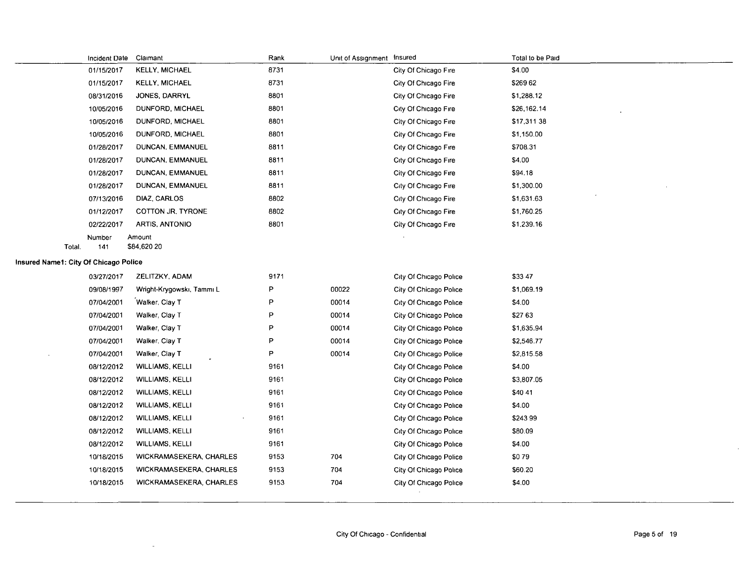| Incident Date | Claimant | Rank | Unit of Assignment | Insured | Total to be Paid |
|---|---|---|---|---|---|
| 01/15/2017 | KELLY, MICHAEL | 8731 | | City Of Chicago Fire | $4.00 |
| 01/15/2017 | KELLY, MICHAEL | 8731 | | City Of Chicago Fire | $269 62 |
| 08/31/2016 | JONES, DARRYL | 8801 | | City Of Chicago Fire | $1,288.12 |
| 10/05/2016 | DUNFORD, MICHAEL | 8801 | | City Of Chicago Fire | $26,162.14 |
| 10/05/2016 | DUNFORD, MICHAEL | 8801 | | City Of Chicago Fire | $17,311 38 |
| 10/05/2016 | DUNFORD, MICHAEL | 8801 | | City Of Chicago Fire | $1,150.00 |
| 01/28/2017 | DUNCAN, EMMANUEL | 8811 | | City Of Chicago Fire | $708.31 |
| 01/28/2017 | DUNCAN, EMMANUEL | 8811 | | City Of Chicago Fire | $4.00 |
| 01/28/2017 | DUNCAN, EMMANUEL | 8811 | | City Of Chicago Fire | $94.18 |
| 01/28/2017 | DUNCAN, EMMANUEL | 8811 | | City Of Chicago Fire | $1,300.00 |
| 07/13/2016 | DIAZ, CARLOS | 8802 | | City Of Chicago Fire | $1,631.63 |
| 01/12/2017 | COTTON JR, TYRONE | 8802 | | City Of Chicago Fire | $1,760.25 |
| 02/22/2017 | ARTIS, ANTONIO | 8801 | | City Of Chicago Fire | $1,239.16 |

| | Number | Amount |
|---|---|---|
| Total. | 141 | $84,620 20 |

**Insured Name1: City Of Chicago Police**

| Incident Date | Claimant | Rank | Unit of Assignment | Insured | Total to be Paid |
|---|---|---|---|---|---|
| 03/27/2017 | ZELITZKY, ADAM | 9171 | | City Of Chicago Police | $33 47 |
| 09/08/1997 | Wright-Krygowski, Tammi L | P | 00022 | City Of Chicago Police | $1,069.19 |
| 07/04/2001 | Walker, Clay T | P | 00014 | City Of Chicago Police | $4.00 |
| 07/04/2001 | Walker, Clay T | P | 00014 | City Of Chicago Police | $27 63 |
| 07/04/2001 | Walker, Clay T | P | 00014 | City Of Chicago Police | $1,635.94 |
| 07/04/2001 | Walker, Clay T | P | 00014 | City Of Chicago Police | $2,546.77 |
| 07/04/2001 | Walker, Clay T | P | 00014 | City Of Chicago Police | $2,815.58 |
| 08/12/2012 | WILLIAMS, KELLI | 9161 | | City Of Chicago Police | $4.00 |
| 08/12/2012 | WILLIAMS, KELLI | 9161 | | City Of Chicago Police | $3,807.05 |
| 08/12/2012 | WILLIAMS, KELLI | 9161 | | City Of Chicago Police | $40 41 |
| 08/12/2012 | WILLIAMS, KELLI | 9161 | | City Of Chicago Police | $4.00 |
| 08/12/2012 | WILLIAMS, KELLI | 9161 | | City Of Chicago Police | $243 99 |
| 08/12/2012 | WILLIAMS, KELLI | 9161 | | City Of Chicago Police | $80.09 |
| 08/12/2012 | WILLIAMS, KELLI | 9161 | | City Of Chicago Police | $4.00 |
| 10/18/2015 | WICKRAMASEKERA, CHARLES | 9153 | 704 | City Of Chicago Police | $0 79 |
| 10/18/2015 | WICKRAMASEKERA, CHARLES | 9153 | 704 | City Of Chicago Police | $60.20 |
| 10/18/2015 | WICKRAMASEKERA, CHARLES | 9153 | 704 | City Of Chicago Police | $4.00 |

City Of Chicago - Confidential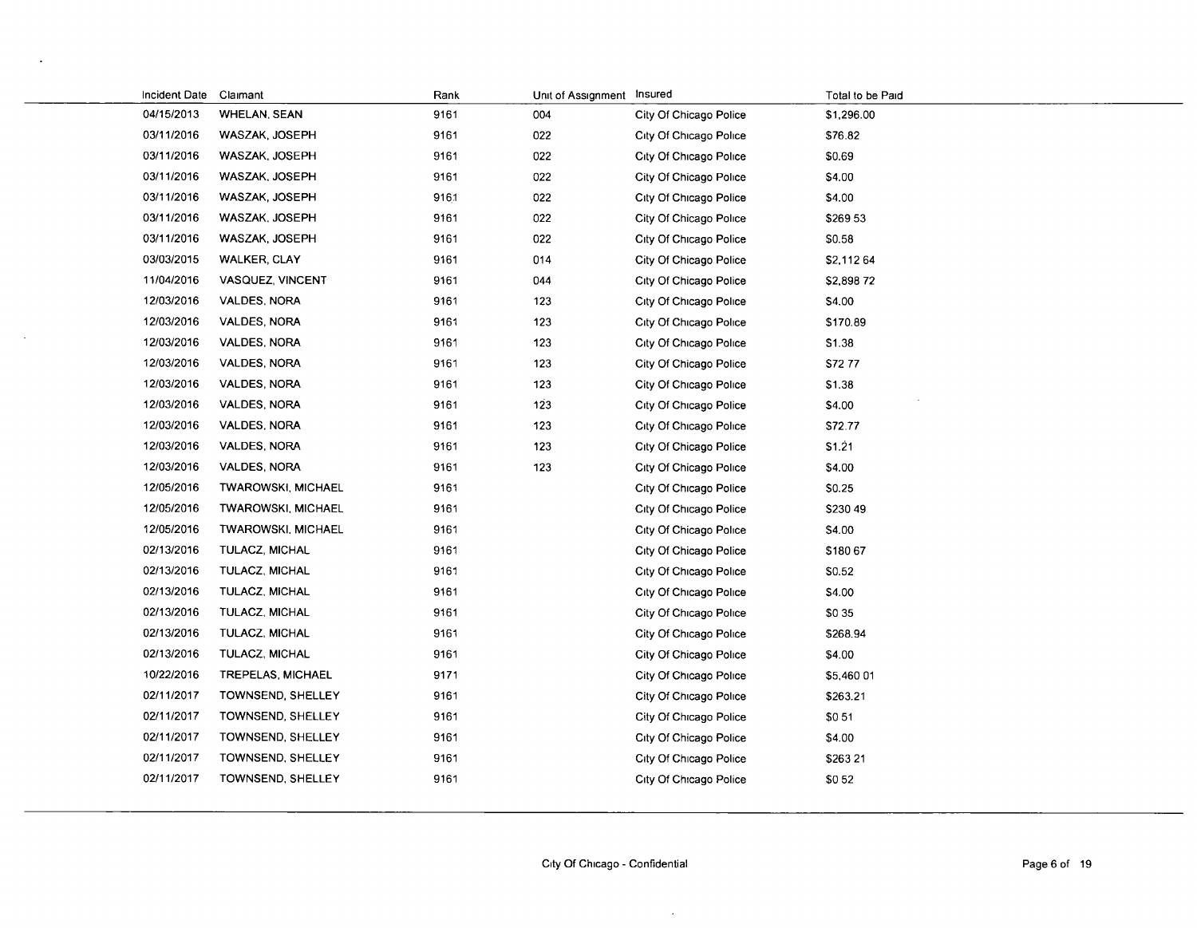| Incident Date | Claimant | Rank | Unit of Assignment | Insured | Total to be Paid |
|---|---|---|---|---|---|
| 04/15/2013 | WHELAN, SEAN | 9161 | 004 | City Of Chicago Police | $1,296.00 |
| 03/11/2016 | WASZAK, JOSEPH | 9161 | 022 | City Of Chicago Police | $76.82 |
| 03/11/2016 | WASZAK, JOSEPH | 9161 | 022 | City Of Chicago Police | $0.69 |
| 03/11/2016 | WASZAK, JOSEPH | 9161 | 022 | City Of Chicago Police | $4.00 |
| 03/11/2016 | WASZAK, JOSEPH | 9161 | 022 | City Of Chicago Police | $4.00 |
| 03/11/2016 | WASZAK, JOSEPH | 9161 | 022 | City Of Chicago Police | $269 53 |
| 03/11/2016 | WASZAK, JOSEPH | 9161 | 022 | City Of Chicago Police | $0.58 |
| 03/03/2015 | WALKER, CLAY | 9161 | 014 | City Of Chicago Police | $2,112 64 |
| 11/04/2016 | VASQUEZ, VINCENT | 9161 | 044 | City Of Chicago Police | $2,898 72 |
| 12/03/2016 | VALDES, NORA | 9161 | 123 | City Of Chicago Police | $4.00 |
| 12/03/2016 | VALDES, NORA | 9161 | 123 | City Of Chicago Police | $170.89 |
| 12/03/2016 | VALDES, NORA | 9161 | 123 | City Of Chicago Police | $1.38 |
| 12/03/2016 | VALDES, NORA | 9161 | 123 | City Of Chicago Police | $72 77 |
| 12/03/2016 | VALDES, NORA | 9161 | 123 | City Of Chicago Police | $1.38 |
| 12/03/2016 | VALDES, NORA | 9161 | 123 | City Of Chicago Police | $4.00 |
| 12/03/2016 | VALDES, NORA | 9161 | 123 | City Of Chicago Police | $72.77 |
| 12/03/2016 | VALDES, NORA | 9161 | 123 | City Of Chicago Police | $1.21 |
| 12/03/2016 | VALDES, NORA | 9161 | 123 | City Of Chicago Police | $4.00 |
| 12/05/2016 | TWAROWSKI, MICHAEL | 9161 | | City Of Chicago Police | $0.25 |
| 12/05/2016 | TWAROWSKI, MICHAEL | 9161 | | City Of Chicago Police | $230 49 |
| 12/05/2016 | TWAROWSKI, MICHAEL | 9161 | | City Of Chicago Police | $4.00 |
| 02/13/2016 | TULACZ, MICHAL | 9161 | | City Of Chicago Police | $180 67 |
| 02/13/2016 | TULACZ, MICHAL | 9161 | | City Of Chicago Police | $0.52 |
| 02/13/2016 | TULACZ, MICHAL | 9161 | | City Of Chicago Police | $4.00 |
| 02/13/2016 | TULACZ, MICHAL | 9161 | | City Of Chicago Police | $0 35 |
| 02/13/2016 | TULACZ, MICHAL | 9161 | | City Of Chicago Police | $268.94 |
| 02/13/2016 | TULACZ, MICHAL | 9161 | | City Of Chicago Police | $4.00 |
| 10/22/2016 | TREPELAS, MICHAEL | 9171 | | City Of Chicago Police | $5,460 01 |
| 02/11/2017 | TOWNSEND, SHELLEY | 9161 | | City Of Chicago Police | $263.21 |
| 02/11/2017 | TOWNSEND, SHELLEY | 9161 | | City Of Chicago Police | $0 51 |
| 02/11/2017 | TOWNSEND, SHELLEY | 9161 | | City Of Chicago Police | $4.00 |
| 02/11/2017 | TOWNSEND, SHELLEY | 9161 | | City Of Chicago Police | $263 21 |
| 02/11/2017 | TOWNSEND, SHELLEY | 9161 | | City Of Chicago Police | $0 52 |

City Of Chicago - Confidential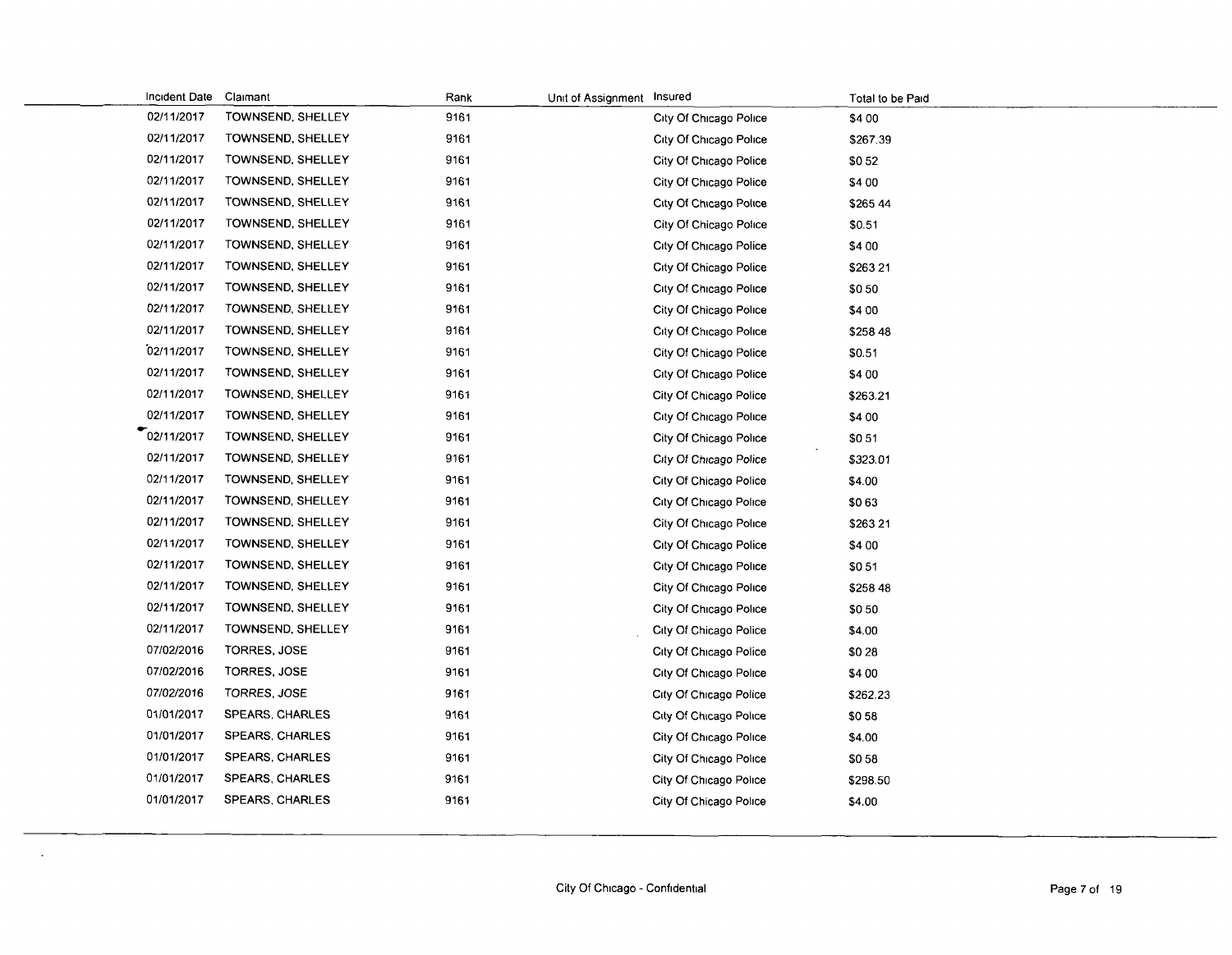| Incident Date | Claimant | Rank | Unit of Assignment | Insured | Total to be Paid |
|---|---|---|---|---|---|
| 02/11/2017 | TOWNSEND, SHELLEY | 9161 | | City Of Chicago Police | $4 00 |
| 02/11/2017 | TOWNSEND, SHELLEY | 9161 | | City Of Chicago Police | $267.39 |
| 02/11/2017 | TOWNSEND, SHELLEY | 9161 | | City Of Chicago Police | $0 52 |
| 02/11/2017 | TOWNSEND, SHELLEY | 9161 | | City Of Chicago Police | $4 00 |
| 02/11/2017 | TOWNSEND, SHELLEY | 9161 | | City Of Chicago Police | $265 44 |
| 02/11/2017 | TOWNSEND, SHELLEY | 9161 | | City Of Chicago Police | $0.51 |
| 02/11/2017 | TOWNSEND, SHELLEY | 9161 | | City Of Chicago Police | $4 00 |
| 02/11/2017 | TOWNSEND, SHELLEY | 9161 | | City Of Chicago Police | $263 21 |
| 02/11/2017 | TOWNSEND, SHELLEY | 9161 | | City Of Chicago Police | $0 50 |
| 02/11/2017 | TOWNSEND, SHELLEY | 9161 | | City Of Chicago Police | $4 00 |
| 02/11/2017 | TOWNSEND, SHELLEY | 9161 | | City Of Chicago Police | $258 48 |
| 02/11/2017 | TOWNSEND, SHELLEY | 9161 | | City Of Chicago Police | $0.51 |
| 02/11/2017 | TOWNSEND, SHELLEY | 9161 | | City Of Chicago Police | $4 00 |
| 02/11/2017 | TOWNSEND, SHELLEY | 9161 | | City Of Chicago Police | $263.21 |
| 02/11/2017 | TOWNSEND, SHELLEY | 9161 | | City Of Chicago Police | $4 00 |
| 02/11/2017 | TOWNSEND, SHELLEY | 9161 | | City Of Chicago Police | $0 51 |
| 02/11/2017 | TOWNSEND, SHELLEY | 9161 | | City Of Chicago Police | $323.01 |
| 02/11/2017 | TOWNSEND, SHELLEY | 9161 | | City Of Chicago Police | $4.00 |
| 02/11/2017 | TOWNSEND, SHELLEY | 9161 | | City Of Chicago Police | $0 63 |
| 02/11/2017 | TOWNSEND, SHELLEY | 9161 | | City Of Chicago Police | $263 21 |
| 02/11/2017 | TOWNSEND, SHELLEY | 9161 | | City Of Chicago Police | $4 00 |
| 02/11/2017 | TOWNSEND, SHELLEY | 9161 | | City Of Chicago Police | $0 51 |
| 02/11/2017 | TOWNSEND, SHELLEY | 9161 | | City Of Chicago Police | $258 48 |
| 02/11/2017 | TOWNSEND, SHELLEY | 9161 | | City Of Chicago Police | $0 50 |
| 02/11/2017 | TOWNSEND, SHELLEY | 9161 | | City Of Chicago Police | $4.00 |
| 07/02/2016 | TORRES, JOSE | 9161 | | City Of Chicago Police | $0 28 |
| 07/02/2016 | TORRES, JOSE | 9161 | | City Of Chicago Police | $4 00 |
| 07/02/2016 | TORRES, JOSE | 9161 | | City Of Chicago Police | $262.23 |
| 01/01/2017 | SPEARS, CHARLES | 9161 | | City Of Chicago Police | $0 58 |
| 01/01/2017 | SPEARS, CHARLES | 9161 | | City Of Chicago Police | $4.00 |
| 01/01/2017 | SPEARS, CHARLES | 9161 | | City Of Chicago Police | $0 58 |
| 01/01/2017 | SPEARS, CHARLES | 9161 | | City Of Chicago Police | $298.50 |
| 01/01/2017 | SPEARS, CHARLES | 9161 | | City Of Chicago Police | $4.00 |

City Of Chicago - Confidential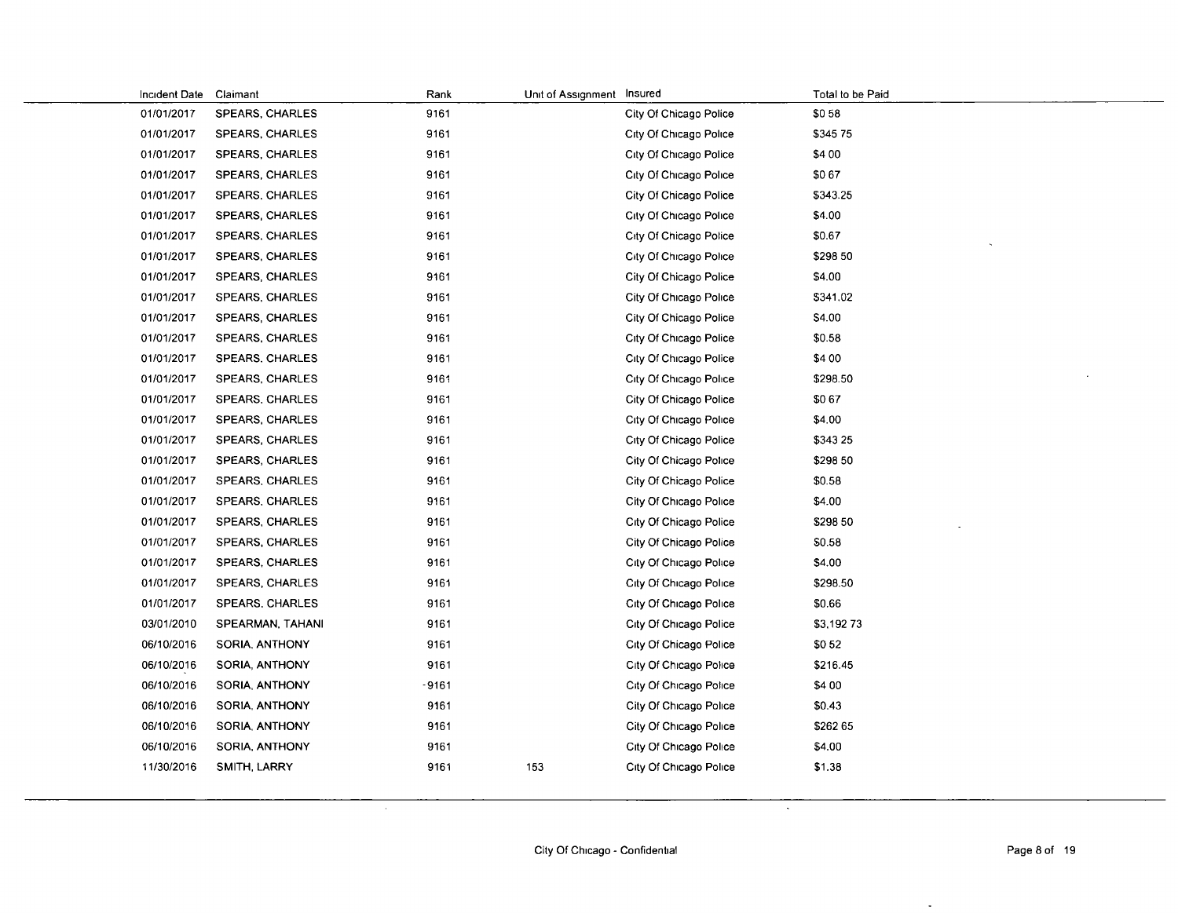| Incident Date | Claimant | Rank | Unit of Assignment | Insured | Total to be Paid |
|---|---|---|---|---|---|
| 01/01/2017 | SPEARS, CHARLES | 9161 | | City Of Chicago Police | $0 58 |
| 01/01/2017 | SPEARS, CHARLES | 9161 | | City Of Chicago Police | $345 75 |
| 01/01/2017 | SPEARS, CHARLES | 9161 | | City Of Chicago Police | $4 00 |
| 01/01/2017 | SPEARS, CHARLES | 9161 | | City Of Chicago Police | $0 67 |
| 01/01/2017 | SPEARS, CHARLES | 9161 | | City Of Chicago Police | $343.25 |
| 01/01/2017 | SPEARS, CHARLES | 9161 | | City Of Chicago Police | $4.00 |
| 01/01/2017 | SPEARS, CHARLES | 9161 | | City Of Chicago Police | $0.67 |
| 01/01/2017 | SPEARS, CHARLES | 9161 | | City Of Chicago Police | $298 50 |
| 01/01/2017 | SPEARS, CHARLES | 9161 | | City Of Chicago Police | $4.00 |
| 01/01/2017 | SPEARS, CHARLES | 9161 | | City Of Chicago Police | $341.02 |
| 01/01/2017 | SPEARS, CHARLES | 9161 | | City Of Chicago Police | $4.00 |
| 01/01/2017 | SPEARS, CHARLES | 9161 | | City Of Chicago Police | $0.58 |
| 01/01/2017 | SPEARS, CHARLES | 9161 | | City Of Chicago Police | $4 00 |
| 01/01/2017 | SPEARS, CHARLES | 9161 | | City Of Chicago Police | $298.50 |
| 01/01/2017 | SPEARS, CHARLES | 9161 | | City Of Chicago Police | $0 67 |
| 01/01/2017 | SPEARS, CHARLES | 9161 | | City Of Chicago Police | $4.00 |
| 01/01/2017 | SPEARS, CHARLES | 9161 | | City Of Chicago Police | $343 25 |
| 01/01/2017 | SPEARS, CHARLES | 9161 | | City Of Chicago Police | $298 50 |
| 01/01/2017 | SPEARS, CHARLES | 9161 | | City Of Chicago Police | $0.58 |
| 01/01/2017 | SPEARS, CHARLES | 9161 | | City Of Chicago Police | $4.00 |
| 01/01/2017 | SPEARS, CHARLES | 9161 | | City Of Chicago Police | $298 50 |
| 01/01/2017 | SPEARS, CHARLES | 9161 | | City Of Chicago Police | $0.58 |
| 01/01/2017 | SPEARS, CHARLES | 9161 | | City Of Chicago Police | $4.00 |
| 01/01/2017 | SPEARS, CHARLES | 9161 | | City Of Chicago Police | $298.50 |
| 01/01/2017 | SPEARS, CHARLES | 9161 | | City Of Chicago Police | $0.66 |
| 03/01/2010 | SPEARMAN, TAHANI | 9161 | | City Of Chicago Police | $3,192 73 |
| 06/10/2016 | SORIA, ANTHONY | 9161 | | City Of Chicago Police | $0 52 |
| 06/10/2016 | SORIA, ANTHONY | 9161 | | City Of Chicago Police | $216.45 |
| 06/10/2016 | SORIA, ANTHONY | 9161 | | City Of Chicago Police | $4 00 |
| 06/10/2016 | SORIA, ANTHONY | 9161 | | City Of Chicago Police | $0.43 |
| 06/10/2016 | SORIA, ANTHONY | 9161 | | City Of Chicago Police | $262 65 |
| 06/10/2016 | SORIA, ANTHONY | 9161 | | City Of Chicago Police | $4.00 |
| 11/30/2016 | SMITH, LARRY | 9161 | 153 | City Of Chicago Police | $1.38 |

City Of Chicago - Confidential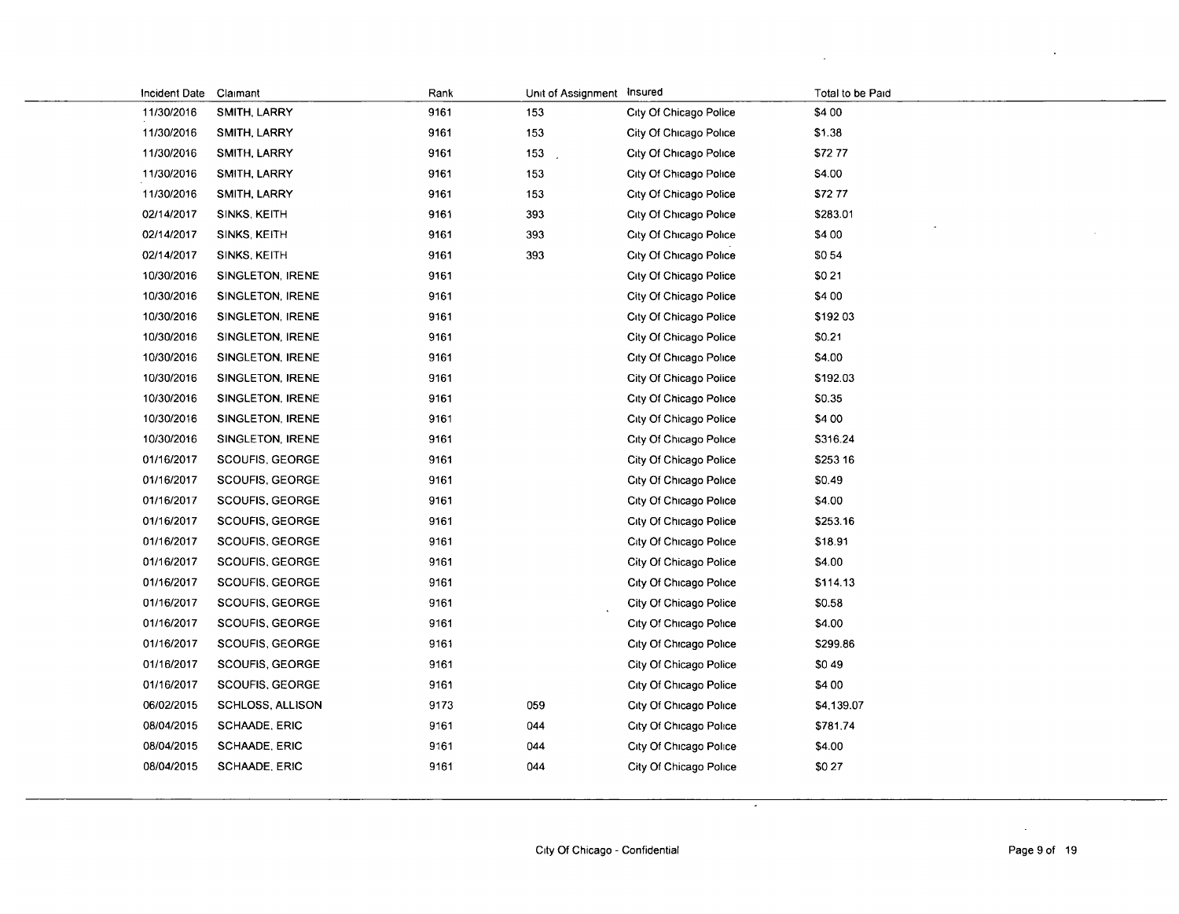| Incident Date | Claimant | Rank | Unit of Assignment | Insured | Total to be Paid |
|---|---|---|---|---|---|
| 11/30/2016 | SMITH, LARRY | 9161 | 153 | City Of Chicago Police | $4 00 |
| 11/30/2016 | SMITH, LARRY | 9161 | 153 | City Of Chicago Police | $1.38 |
| 11/30/2016 | SMITH, LARRY | 9161 | 153 | City Of Chicago Police | $72 77 |
| 11/30/2016 | SMITH, LARRY | 9161 | 153 | City Of Chicago Police | $4.00 |
| 11/30/2016 | SMITH, LARRY | 9161 | 153 | City Of Chicago Police | $72 77 |
| 02/14/2017 | SINKS, KEITH | 9161 | 393 | City Of Chicago Police | $283.01 |
| 02/14/2017 | SINKS, KEITH | 9161 | 393 | City Of Chicago Police | $4 00 |
| 02/14/2017 | SINKS, KEITH | 9161 | 393 | City Of Chicago Police | $0 54 |
| 10/30/2016 | SINGLETON, IRENE | 9161 | | City Of Chicago Police | $0 21 |
| 10/30/2016 | SINGLETON, IRENE | 9161 | | City Of Chicago Police | $4 00 |
| 10/30/2016 | SINGLETON, IRENE | 9161 | | City Of Chicago Police | $192 03 |
| 10/30/2016 | SINGLETON, IRENE | 9161 | | City Of Chicago Police | $0.21 |
| 10/30/2016 | SINGLETON, IRENE | 9161 | | City Of Chicago Police | $4.00 |
| 10/30/2016 | SINGLETON, IRENE | 9161 | | City Of Chicago Police | $192.03 |
| 10/30/2016 | SINGLETON, IRENE | 9161 | | City Of Chicago Police | $0.35 |
| 10/30/2016 | SINGLETON, IRENE | 9161 | | City Of Chicago Police | $4 00 |
| 10/30/2016 | SINGLETON, IRENE | 9161 | | City Of Chicago Police | $316.24 |
| 01/16/2017 | SCOUFIS, GEORGE | 9161 | | City Of Chicago Police | $253 16 |
| 01/16/2017 | SCOUFIS, GEORGE | 9161 | | City Of Chicago Police | $0.49 |
| 01/16/2017 | SCOUFIS, GEORGE | 9161 | | City Of Chicago Police | $4.00 |
| 01/16/2017 | SCOUFIS, GEORGE | 9161 | | City Of Chicago Police | $253.16 |
| 01/16/2017 | SCOUFIS, GEORGE | 9161 | | City Of Chicago Police | $18.91 |
| 01/16/2017 | SCOUFIS, GEORGE | 9161 | | City Of Chicago Police | $4.00 |
| 01/16/2017 | SCOUFIS, GEORGE | 9161 | | City Of Chicago Police | $114.13 |
| 01/16/2017 | SCOUFIS, GEORGE | 9161 | | City Of Chicago Police | $0.58 |
| 01/16/2017 | SCOUFIS, GEORGE | 9161 | | City Of Chicago Police | $4.00 |
| 01/16/2017 | SCOUFIS, GEORGE | 9161 | | City Of Chicago Police | $299.86 |
| 01/16/2017 | SCOUFIS, GEORGE | 9161 | | City Of Chicago Police | $0 49 |
| 01/16/2017 | SCOUFIS, GEORGE | 9161 | | City Of Chicago Police | $4 00 |
| 06/02/2015 | SCHLOSS, ALLISON | 9173 | 059 | City Of Chicago Police | $4,139.07 |
| 08/04/2015 | SCHAADE, ERIC | 9161 | 044 | City Of Chicago Police | $781.74 |
| 08/04/2015 | SCHAADE, ERIC | 9161 | 044 | City Of Chicago Police | $4.00 |
| 08/04/2015 | SCHAADE, ERIC | 9161 | 044 | City Of Chicago Police | $0 27 |

City Of Chicago - Confidential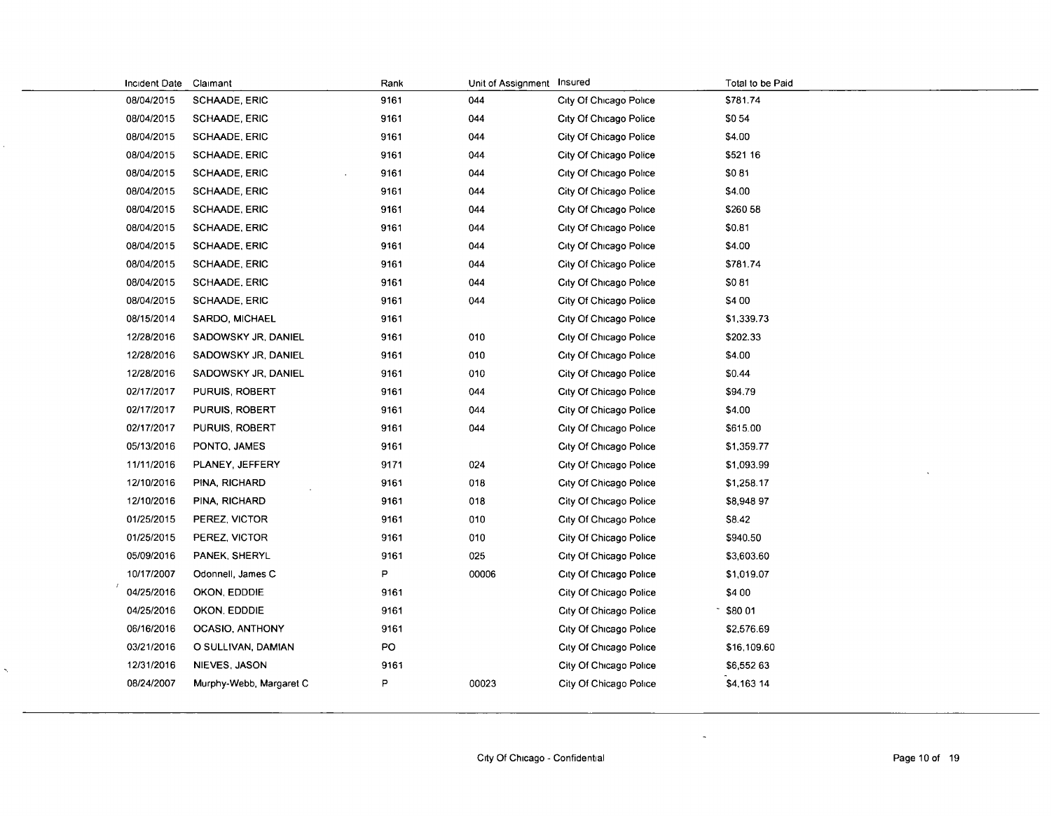| Incident Date | Claimant | Rank | Unit of Assignment | Insured | Total to be Paid |
|---|---|---|---|---|---|
| 08/04/2015 | SCHAADE, ERIC | 9161 | 044 | City Of Chicago Police | $781.74 |
| 08/04/2015 | SCHAADE, ERIC | 9161 | 044 | City Of Chicago Police | $0 54 |
| 08/04/2015 | SCHAADE, ERIC | 9161 | 044 | City Of Chicago Police | $4.00 |
| 08/04/2015 | SCHAADE, ERIC | 9161 | 044 | City Of Chicago Police | $521 16 |
| 08/04/2015 | SCHAADE, ERIC | 9161 | 044 | City Of Chicago Police | $0 81 |
| 08/04/2015 | SCHAADE, ERIC | 9161 | 044 | City Of Chicago Police | $4.00 |
| 08/04/2015 | SCHAADE, ERIC | 9161 | 044 | City Of Chicago Police | $260 58 |
| 08/04/2015 | SCHAADE, ERIC | 9161 | 044 | City Of Chicago Police | $0.81 |
| 08/04/2015 | SCHAADE, ERIC | 9161 | 044 | City Of Chicago Police | $4.00 |
| 08/04/2015 | SCHAADE, ERIC | 9161 | 044 | City Of Chicago Police | $781.74 |
| 08/04/2015 | SCHAADE, ERIC | 9161 | 044 | City Of Chicago Police | $0 81 |
| 08/04/2015 | SCHAADE, ERIC | 9161 | 044 | City Of Chicago Police | $4 00 |
| 08/15/2014 | SARDO, MICHAEL | 9161 | | City Of Chicago Police | $1,339.73 |
| 12/28/2016 | SADOWSKY JR, DANIEL | 9161 | 010 | City Of Chicago Police | $202.33 |
| 12/28/2016 | SADOWSKY JR, DANIEL | 9161 | 010 | City Of Chicago Police | $4.00 |
| 12/28/2016 | SADOWSKY JR, DANIEL | 9161 | 010 | City Of Chicago Police | $0.44 |
| 02/17/2017 | PURUIS, ROBERT | 9161 | 044 | City Of Chicago Police | $94.79 |
| 02/17/2017 | PURUIS, ROBERT | 9161 | 044 | City Of Chicago Police | $4.00 |
| 02/17/2017 | PURUIS, ROBERT | 9161 | 044 | City Of Chicago Police | $615.00 |
| 05/13/2016 | PONTO, JAMES | 9161 | | City Of Chicago Police | $1,359.77 |
| 11/11/2016 | PLANEY, JEFFERY | 9171 | 024 | City Of Chicago Police | $1,093.99 |
| 12/10/2016 | PINA, RICHARD | 9161 | 018 | City Of Chicago Police | $1,258.17 |
| 12/10/2016 | PINA, RICHARD | 9161 | 018 | City Of Chicago Police | $8,948 97 |
| 01/25/2015 | PEREZ, VICTOR | 9161 | 010 | City Of Chicago Police | $8.42 |
| 01/25/2015 | PEREZ, VICTOR | 9161 | 010 | City Of Chicago Police | $940.50 |
| 05/09/2016 | PANEK, SHERYL | 9161 | 025 | City Of Chicago Police | $3,603.60 |
| 10/17/2007 | Odonnell, James C | P | 00006 | City Of Chicago Police | $1,019.07 |
| 04/25/2016 | OKON, EDDDIE | 9161 | | City Of Chicago Police | $4 00 |
| 04/25/2016 | OKON, EDDDIE | 9161 | | City Of Chicago Police | $80 01 |
| 06/16/2016 | OCASIO, ANTHONY | 9161 | | City Of Chicago Police | $2,576.69 |
| 03/21/2016 | O SULLIVAN, DAMIAN | PO | | City Of Chicago Police | $16,109.60 |
| 12/31/2016 | NIEVES, JASON | 9161 | | City Of Chicago Police | $6,552 63 |
| 08/24/2007 | Murphy-Webb, Margaret C | P | 00023 | City Of Chicago Police | $4,163 14 |

City Of Chicago - Confidential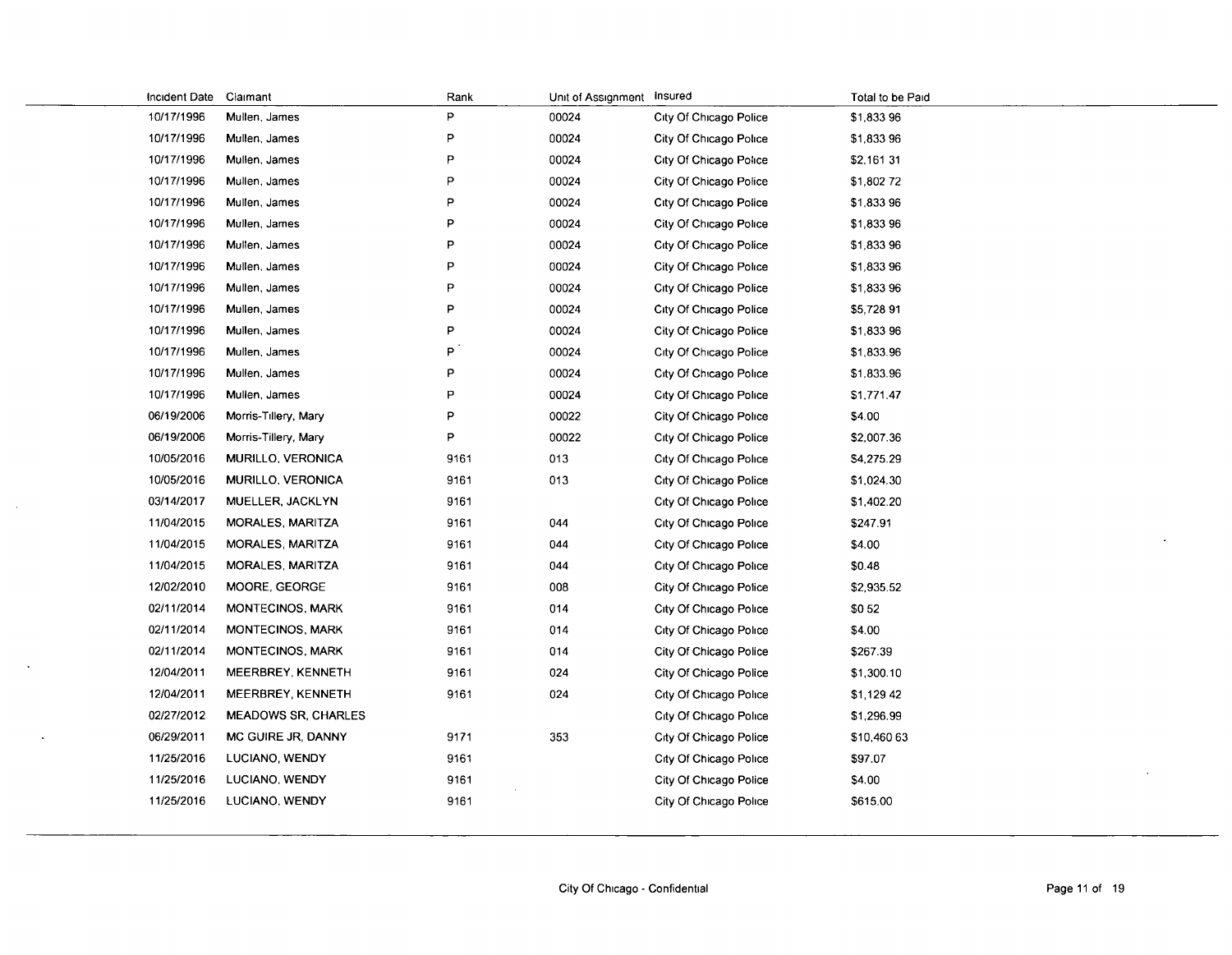| Incident Date | Claimant | Rank | Unit of Assignment | Insured | Total to be Paid |
|---|---|---|---|---|---|
| 10/17/1996 | Mullen, James | P | 00024 | City Of Chicago Police | $1,833 96 |
| 10/17/1996 | Mullen, James | P | 00024 | City Of Chicago Police | $1,833 96 |
| 10/17/1996 | Mullen, James | P | 00024 | City Of Chicago Police | $2,161 31 |
| 10/17/1996 | Mullen, James | P | 00024 | City Of Chicago Police | $1,802 72 |
| 10/17/1996 | Mullen, James | P | 00024 | City Of Chicago Police | $1,833 96 |
| 10/17/1996 | Mullen, James | P | 00024 | City Of Chicago Police | $1,833 96 |
| 10/17/1996 | Mullen, James | P | 00024 | City Of Chicago Police | $1,833 96 |
| 10/17/1996 | Mullen, James | P | 00024 | City Of Chicago Police | $1,833 96 |
| 10/17/1996 | Mullen, James | P | 00024 | City Of Chicago Police | $1,833 96 |
| 10/17/1996 | Mullen, James | P | 00024 | City Of Chicago Police | $5,728 91 |
| 10/17/1996 | Mullen, James | P | 00024 | City Of Chicago Police | $1,833 96 |
| 10/17/1996 | Mullen, James | P | 00024 | City Of Chicago Police | $1,833.96 |
| 10/17/1996 | Mullen, James | P | 00024 | City Of Chicago Police | $1,833.96 |
| 10/17/1996 | Mullen, James | P | 00024 | City Of Chicago Police | $1,771.47 |
| 06/19/2006 | Morris-Tillery, Mary | P | 00022 | City Of Chicago Police | $4.00 |
| 06/19/2006 | Morris-Tillery, Mary | P | 00022 | City Of Chicago Police | $2,007.36 |
| 10/05/2016 | MURILLO, VERONICA | 9161 | 013 | City Of Chicago Police | $4,275.29 |
| 10/05/2016 | MURILLO, VERONICA | 9161 | 013 | City Of Chicago Police | $1,024.30 |
| 03/14/2017 | MUELLER, JACKLYN | 9161 | | City Of Chicago Police | $1,402.20 |
| 11/04/2015 | MORALES, MARITZA | 9161 | 044 | City Of Chicago Police | $247.91 |
| 11/04/2015 | MORALES, MARITZA | 9161 | 044 | City Of Chicago Police | $4.00 |
| 11/04/2015 | MORALES, MARITZA | 9161 | 044 | City Of Chicago Police | $0.48 |
| 12/02/2010 | MOORE, GEORGE | 9161 | 008 | City Of Chicago Police | $2,935.52 |
| 02/11/2014 | MONTECINOS, MARK | 9161 | 014 | City Of Chicago Police | $0 52 |
| 02/11/2014 | MONTECINOS, MARK | 9161 | 014 | City Of Chicago Police | $4.00 |
| 02/11/2014 | MONTECINOS, MARK | 9161 | 014 | City Of Chicago Police | $267.39 |
| 12/04/2011 | MEERBREY, KENNETH | 9161 | 024 | City Of Chicago Police | $1,300.10 |
| 12/04/2011 | MEERBREY, KENNETH | 9161 | 024 | City Of Chicago Police | $1,129 42 |
| 02/27/2012 | MEADOWS SR, CHARLES | | | City Of Chicago Police | $1,296.99 |
| 06/29/2011 | MC GUIRE JR, DANNY | 9171 | 353 | City Of Chicago Police | $10,460 63 |
| 11/25/2016 | LUCIANO, WENDY | 9161 | | City Of Chicago Police | $97.07 |
| 11/25/2016 | LUCIANO, WENDY | 9161 | | City Of Chicago Police | $4.00 |
| 11/25/2016 | LUCIANO, WENDY | 9161 | | City Of Chicago Police | $615.00 |

City Of Chicago - Confidential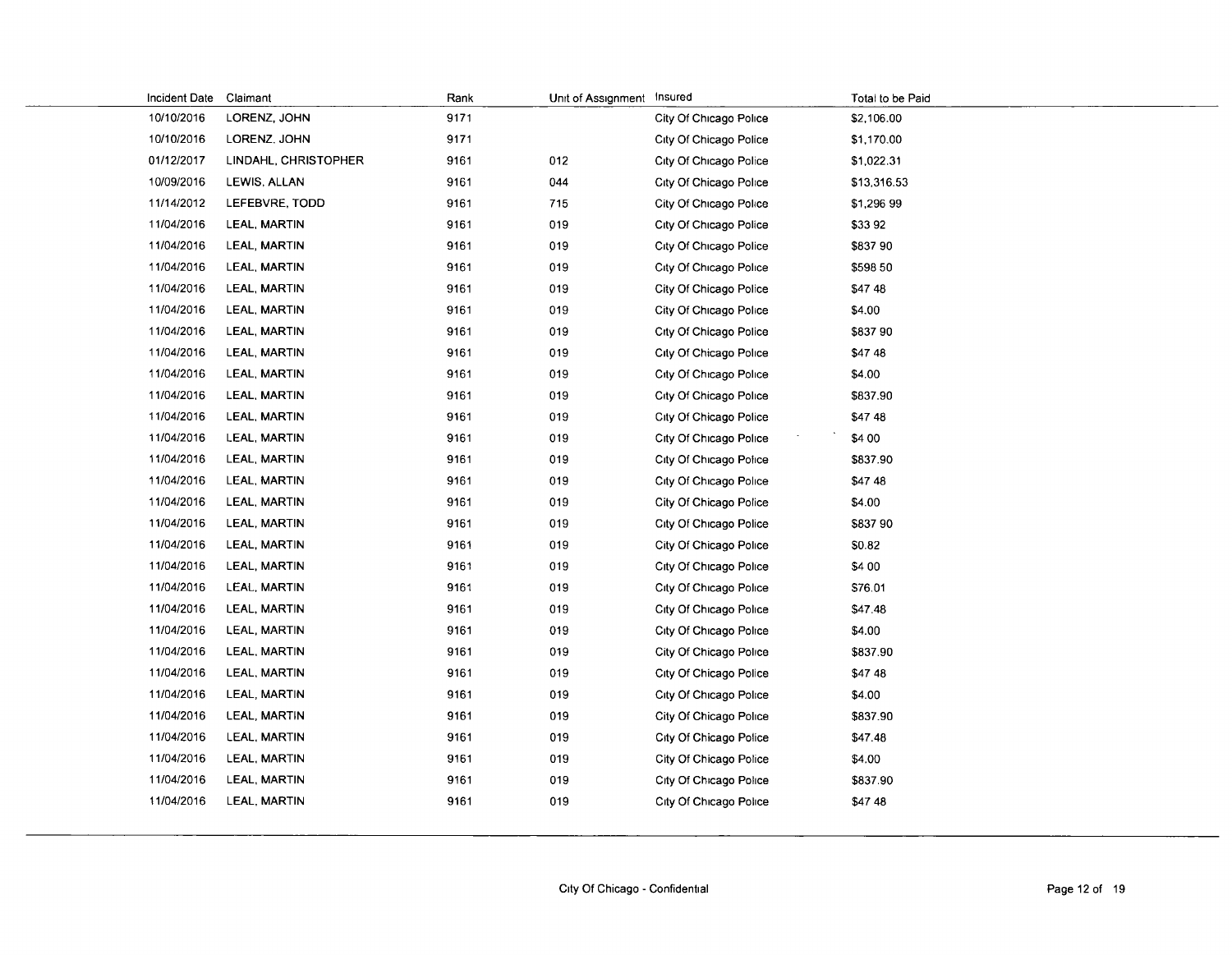| Incident Date | Claimant | Rank | Unit of Assignment | Insured | Total to be Paid |
|---|---|---|---|---|---|
| 10/10/2016 | LORENZ, JOHN | 9171 | | City Of Chicago Police | $2,106.00 |
| 10/10/2016 | LORENZ, JOHN | 9171 | | City Of Chicago Police | $1,170.00 |
| 01/12/2017 | LINDAHL, CHRISTOPHER | 9161 | 012 | City Of Chicago Police | $1,022.31 |
| 10/09/2016 | LEWIS, ALLAN | 9161 | 044 | City Of Chicago Police | $13,316.53 |
| 11/14/2012 | LEFEBVRE, TODD | 9161 | 715 | City Of Chicago Police | $1,296 99 |
| 11/04/2016 | LEAL, MARTIN | 9161 | 019 | City Of Chicago Police | $33 92 |
| 11/04/2016 | LEAL, MARTIN | 9161 | 019 | City Of Chicago Police | $837 90 |
| 11/04/2016 | LEAL, MARTIN | 9161 | 019 | City Of Chicago Police | $598 50 |
| 11/04/2016 | LEAL, MARTIN | 9161 | 019 | City Of Chicago Police | $47 48 |
| 11/04/2016 | LEAL, MARTIN | 9161 | 019 | City Of Chicago Police | $4.00 |
| 11/04/2016 | LEAL, MARTIN | 9161 | 019 | City Of Chicago Police | $837 90 |
| 11/04/2016 | LEAL, MARTIN | 9161 | 019 | City Of Chicago Police | $47 48 |
| 11/04/2016 | LEAL, MARTIN | 9161 | 019 | City Of Chicago Police | $4.00 |
| 11/04/2016 | LEAL, MARTIN | 9161 | 019 | City Of Chicago Police | $837.90 |
| 11/04/2016 | LEAL, MARTIN | 9161 | 019 | City Of Chicago Police | $47 48 |
| 11/04/2016 | LEAL, MARTIN | 9161 | 019 | City Of Chicago Police | $4 00 |
| 11/04/2016 | LEAL, MARTIN | 9161 | 019 | City Of Chicago Police | $837.90 |
| 11/04/2016 | LEAL, MARTIN | 9161 | 019 | City Of Chicago Police | $47 48 |
| 11/04/2016 | LEAL, MARTIN | 9161 | 019 | City Of Chicago Police | $4.00 |
| 11/04/2016 | LEAL, MARTIN | 9161 | 019 | City Of Chicago Police | $837 90 |
| 11/04/2016 | LEAL, MARTIN | 9161 | 019 | City Of Chicago Police | $0.82 |
| 11/04/2016 | LEAL, MARTIN | 9161 | 019 | City Of Chicago Police | $4 00 |
| 11/04/2016 | LEAL, MARTIN | 9161 | 019 | City Of Chicago Police | $76.01 |
| 11/04/2016 | LEAL, MARTIN | 9161 | 019 | City Of Chicago Police | $47.48 |
| 11/04/2016 | LEAL, MARTIN | 9161 | 019 | City Of Chicago Police | $4.00 |
| 11/04/2016 | LEAL, MARTIN | 9161 | 019 | City Of Chicago Police | $837.90 |
| 11/04/2016 | LEAL, MARTIN | 9161 | 019 | City Of Chicago Police | $47 48 |
| 11/04/2016 | LEAL, MARTIN | 9161 | 019 | City Of Chicago Police | $4.00 |
| 11/04/2016 | LEAL, MARTIN | 9161 | 019 | City Of Chicago Police | $837.90 |
| 11/04/2016 | LEAL, MARTIN | 9161 | 019 | City Of Chicago Police | $47.48 |
| 11/04/2016 | LEAL, MARTIN | 9161 | 019 | City Of Chicago Police | $4.00 |
| 11/04/2016 | LEAL, MARTIN | 9161 | 019 | City Of Chicago Police | $837.90 |
| 11/04/2016 | LEAL, MARTIN | 9161 | 019 | City Of Chicago Police | $47 48 |

City Of Chicago - Confidential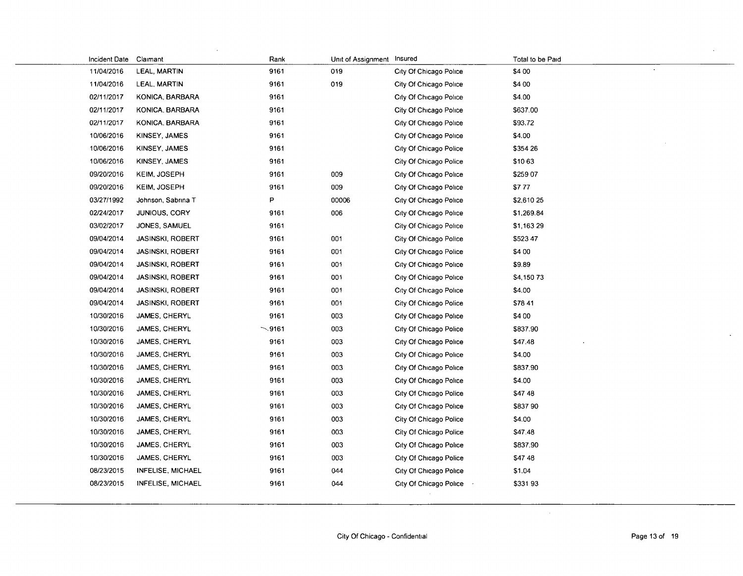| Incident Date | Claimant | Rank | Unit of Assignment | Insured | Total to be Paid |
|---|---|---|---|---|---|
| 11/04/2016 | LEAL, MARTIN | 9161 | 019 | City Of Chicago Police | $4 00 |
| 11/04/2016 | LEAL, MARTIN | 9161 | 019 | City Of Chicago Police | $4 00 |
| 02/11/2017 | KONICA, BARBARA | 9161 | | City Of Chicago Police | $4.00 |
| 02/11/2017 | KONICA, BARBARA | 9161 | | City Of Chicago Police | $637.00 |
| 02/11/2017 | KONICA, BARBARA | 9161 | | City Of Chicago Police | $93.72 |
| 10/06/2016 | KINSEY, JAMES | 9161 | | City Of Chicago Police | $4.00 |
| 10/06/2016 | KINSEY, JAMES | 9161 | | City Of Chicago Police | $354 26 |
| 10/06/2016 | KINSEY, JAMES | 9161 | | City Of Chicago Police | $10 63 |
| 09/20/2016 | KEIM, JOSEPH | 9161 | 009 | City Of Chicago Police | $259 07 |
| 09/20/2016 | KEIM, JOSEPH | 9161 | 009 | City Of Chicago Police | $7 77 |
| 03/27/1992 | Johnson, Sabrina T | P | 00006 | City Of Chicago Police | $2,610 25 |
| 02/24/2017 | JUNIOUS, CORY | 9161 | 006 | City Of Chicago Police | $1,269.84 |
| 03/02/2017 | JONES, SAMUEL | 9161 | | City Of Chicago Police | $1,163 29 |
| 09/04/2014 | JASINSKI, ROBERT | 9161 | 001 | City Of Chicago Police | $523 47 |
| 09/04/2014 | JASINSKI, ROBERT | 9161 | 001 | City Of Chicago Police | $4 00 |
| 09/04/2014 | JASINSKI, ROBERT | 9161 | 001 | City Of Chicago Police | $9.89 |
| 09/04/2014 | JASINSKI, ROBERT | 9161 | 001 | City Of Chicago Police | $4,150 73 |
| 09/04/2014 | JASINSKI, ROBERT | 9161 | 001 | City Of Chicago Police | $4.00 |
| 09/04/2014 | JASINSKI, ROBERT | 9161 | 001 | City Of Chicago Police | $78 41 |
| 10/30/2016 | JAMES, CHERYL | 9161 | 003 | City Of Chicago Police | $4 00 |
| 10/30/2016 | JAMES, CHERYL | 9161 | 003 | City Of Chicago Police | $837.90 |
| 10/30/2016 | JAMES, CHERYL | 9161 | 003 | City Of Chicago Police | $47.48 |
| 10/30/2016 | JAMES, CHERYL | 9161 | 003 | City Of Chicago Police | $4.00 |
| 10/30/2016 | JAMES, CHERYL | 9161 | 003 | City Of Chicago Police | $837.90 |
| 10/30/2016 | JAMES, CHERYL | 9161 | 003 | City Of Chicago Police | $4.00 |
| 10/30/2016 | JAMES, CHERYL | 9161 | 003 | City Of Chicago Police | $47 48 |
| 10/30/2016 | JAMES, CHERYL | 9161 | 003 | City Of Chicago Police | $837 90 |
| 10/30/2016 | JAMES, CHERYL | 9161 | 003 | City Of Chicago Police | $4.00 |
| 10/30/2016 | JAMES, CHERYL | 9161 | 003 | City Of Chicago Police | $47.48 |
| 10/30/2016 | JAMES, CHERYL | 9161 | 003 | City Of Chicago Police | $837.90 |
| 10/30/2016 | JAMES, CHERYL | 9161 | 003 | City Of Chicago Police | $47 48 |
| 08/23/2015 | INFELISE, MICHAEL | 9161 | 044 | City Of Chicago Police | $1.04 |
| 08/23/2015 | INFELISE, MICHAEL | 9161 | 044 | City Of Chicago Police | $331 93 |

City Of Chicago - Confidential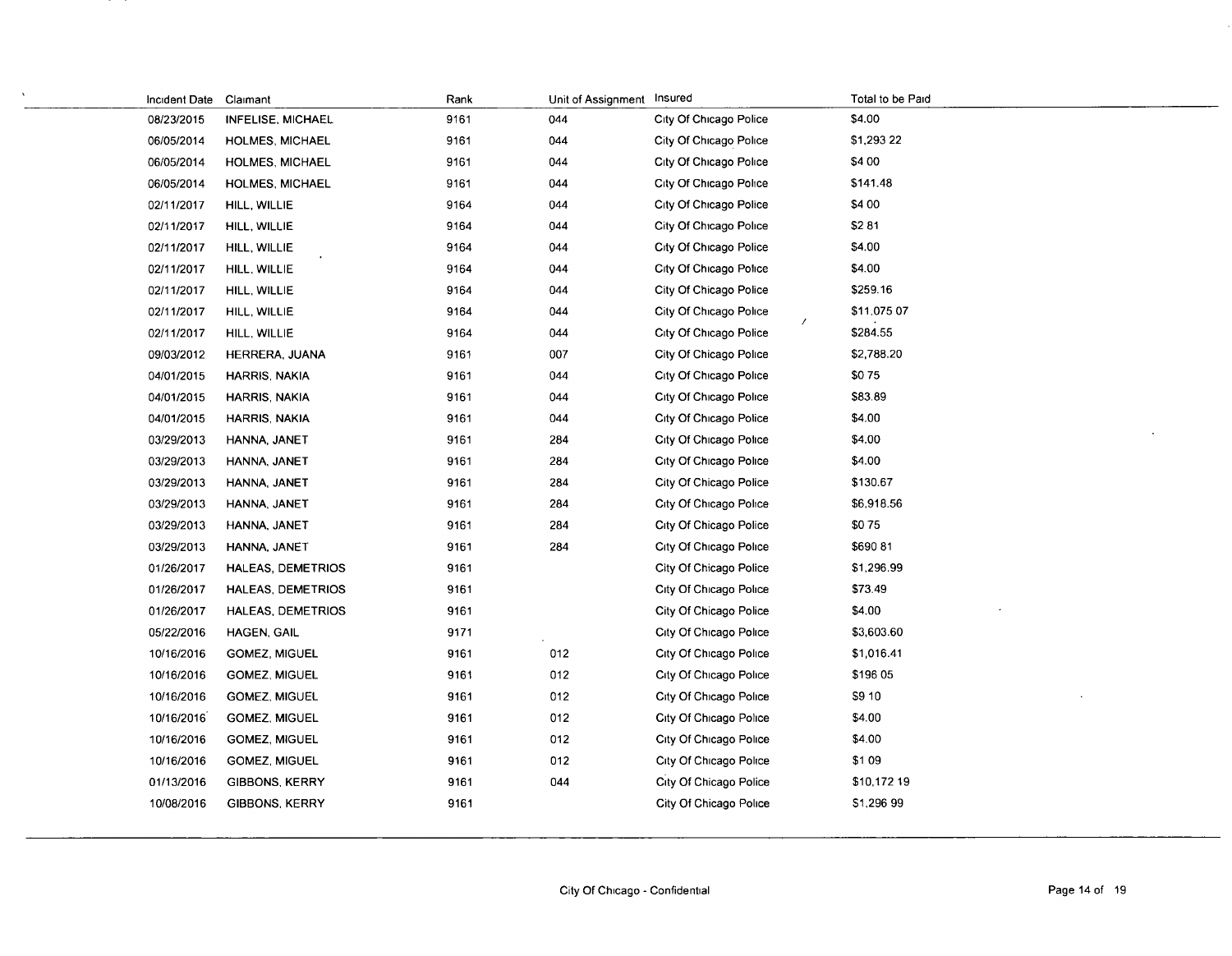| Incident Date | Claimant | Rank | Unit of Assignment | Insured | Total to be Paid |
|---|---|---|---|---|---|
| 08/23/2015 | INFELISE, MICHAEL | 9161 | 044 | City Of Chicago Police | $4.00 |
| 06/05/2014 | HOLMES, MICHAEL | 9161 | 044 | City Of Chicago Police | $1,293 22 |
| 06/05/2014 | HOLMES, MICHAEL | 9161 | 044 | City Of Chicago Police | $4 00 |
| 06/05/2014 | HOLMES, MICHAEL | 9161 | 044 | City Of Chicago Police | $141.48 |
| 02/11/2017 | HILL, WILLIE | 9164 | 044 | City Of Chicago Police | $4 00 |
| 02/11/2017 | HILL, WILLIE | 9164 | 044 | City Of Chicago Police | $2 81 |
| 02/11/2017 | HILL, WILLIE | 9164 | 044 | City Of Chicago Police | $4.00 |
| 02/11/2017 | HILL, WILLIE | 9164 | 044 | City Of Chicago Police | $4.00 |
| 02/11/2017 | HILL, WILLIE | 9164 | 044 | City Of Chicago Police | $259.16 |
| 02/11/2017 | HILL, WILLIE | 9164 | 044 | City Of Chicago Police | $11,075 07 |
| 02/11/2017 | HILL, WILLIE | 9164 | 044 | City Of Chicago Police | $284.55 |
| 09/03/2012 | HERRERA, JUANA | 9161 | 007 | City Of Chicago Police | $2,788.20 |
| 04/01/2015 | HARRIS, NAKIA | 9161 | 044 | City Of Chicago Police | $0 75 |
| 04/01/2015 | HARRIS, NAKIA | 9161 | 044 | City Of Chicago Police | $83.89 |
| 04/01/2015 | HARRIS, NAKIA | 9161 | 044 | City Of Chicago Police | $4.00 |
| 03/29/2013 | HANNA, JANET | 9161 | 284 | City Of Chicago Police | $4.00 |
| 03/29/2013 | HANNA, JANET | 9161 | 284 | City Of Chicago Police | $4.00 |
| 03/29/2013 | HANNA, JANET | 9161 | 284 | City Of Chicago Police | $130.67 |
| 03/29/2013 | HANNA, JANET | 9161 | 284 | City Of Chicago Police | $6,918.56 |
| 03/29/2013 | HANNA, JANET | 9161 | 284 | City Of Chicago Police | $0 75 |
| 03/29/2013 | HANNA, JANET | 9161 | 284 | City Of Chicago Police | $690 81 |
| 01/26/2017 | HALEAS, DEMETRIOS | 9161 | | City Of Chicago Police | $1,296.99 |
| 01/26/2017 | HALEAS, DEMETRIOS | 9161 | | City Of Chicago Police | $73.49 |
| 01/26/2017 | HALEAS, DEMETRIOS | 9161 | | City Of Chicago Police | $4.00 |
| 05/22/2016 | HAGEN, GAIL | 9171 | | City Of Chicago Police | $3,603.60 |
| 10/16/2016 | GOMEZ, MIGUEL | 9161 | 012 | City Of Chicago Police | $1,016.41 |
| 10/16/2016 | GOMEZ, MIGUEL | 9161 | 012 | City Of Chicago Police | $196 05 |
| 10/16/2016 | GOMEZ, MIGUEL | 9161 | 012 | City Of Chicago Police | $9 10 |
| 10/16/2016 | GOMEZ, MIGUEL | 9161 | 012 | City Of Chicago Police | $4.00 |
| 10/16/2016 | GOMEZ, MIGUEL | 9161 | 012 | City Of Chicago Police | $4.00 |
| 10/16/2016 | GOMEZ, MIGUEL | 9161 | 012 | City Of Chicago Police | $1 09 |
| 01/13/2016 | GIBBONS, KERRY | 9161 | 044 | City Of Chicago Police | $10,172 19 |
| 10/08/2016 | GIBBONS, KERRY | 9161 | | City Of Chicago Police | $1,296 99 |

City Of Chicago - Confidential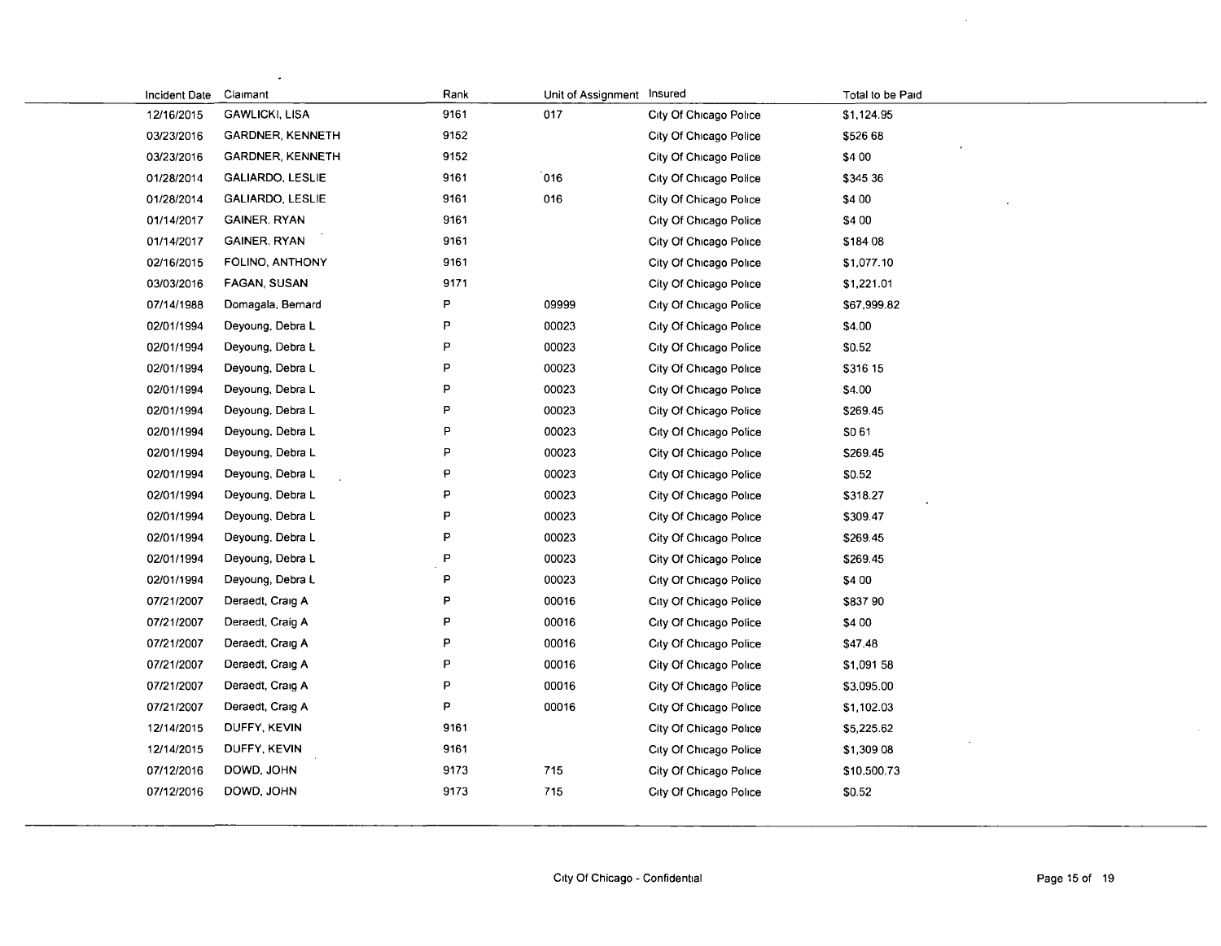| Incident Date | Claimant | Rank | Unit of Assignment | Insured | Total to be Paid |
|---|---|---|---|---|---|
| 12/16/2015 | GAWLICKI, LISA | 9161 | 017 | City Of Chicago Police | $1,124.95 |
| 03/23/2016 | GARDNER, KENNETH | 9152 | | City Of Chicago Police | $526 68 |
| 03/23/2016 | GARDNER, KENNETH | 9152 | | City Of Chicago Police | $4 00 |
| 01/28/2014 | GALIARDO, LESLIE | 9161 | 016 | City Of Chicago Police | $345 36 |
| 01/28/2014 | GALIARDO, LESLIE | 9161 | 016 | City Of Chicago Police | $4 00 |
| 01/14/2017 | GAINER, RYAN | 9161 | | City Of Chicago Police | $4 00 |
| 01/14/2017 | GAINER, RYAN | 9161 | | City Of Chicago Police | $184 08 |
| 02/16/2015 | FOLINO, ANTHONY | 9161 | | City Of Chicago Police | $1,077.10 |
| 03/03/2016 | FAGAN, SUSAN | 9171 | | City Of Chicago Police | $1,221.01 |
| 07/14/1988 | Domagala, Bernard | P | 09999 | City Of Chicago Police | $67,999.82 |
| 02/01/1994 | Deyoung, Debra L | P | 00023 | City Of Chicago Police | $4.00 |
| 02/01/1994 | Deyoung, Debra L | P | 00023 | City Of Chicago Police | $0.52 |
| 02/01/1994 | Deyoung, Debra L | P | 00023 | City Of Chicago Police | $316 15 |
| 02/01/1994 | Deyoung, Debra L | P | 00023 | City Of Chicago Police | $4.00 |
| 02/01/1994 | Deyoung, Debra L | P | 00023 | City Of Chicago Police | $269.45 |
| 02/01/1994 | Deyoung, Debra L | P | 00023 | City Of Chicago Police | $0 61 |
| 02/01/1994 | Deyoung, Debra L | P | 00023 | City Of Chicago Police | $269.45 |
| 02/01/1994 | Deyoung, Debra L | P | 00023 | City Of Chicago Police | $0.52 |
| 02/01/1994 | Deyoung, Debra L | P | 00023 | City Of Chicago Police | $318.27 |
| 02/01/1994 | Deyoung, Debra L | P | 00023 | City Of Chicago Police | $309.47 |
| 02/01/1994 | Deyoung, Debra L | P | 00023 | City Of Chicago Police | $269.45 |
| 02/01/1994 | Deyoung, Debra L | P | 00023 | City Of Chicago Police | $269.45 |
| 02/01/1994 | Deyoung, Debra L | P | 00023 | City Of Chicago Police | $4 00 |
| 07/21/2007 | Deraedt, Craig A | P | 00016 | City Of Chicago Police | $837 90 |
| 07/21/2007 | Deraedt, Craig A | P | 00016 | City Of Chicago Police | $4 00 |
| 07/21/2007 | Deraedt, Craig A | P | 00016 | City Of Chicago Police | $47.48 |
| 07/21/2007 | Deraedt, Craig A | P | 00016 | City Of Chicago Police | $1,091 58 |
| 07/21/2007 | Deraedt, Craig A | P | 00016 | City Of Chicago Police | $3,095.00 |
| 07/21/2007 | Deraedt, Craig A | P | 00016 | City Of Chicago Police | $1,102.03 |
| 12/14/2015 | DUFFY, KEVIN | 9161 | | City Of Chicago Police | $5,225.62 |
| 12/14/2015 | DUFFY, KEVIN | 9161 | | City Of Chicago Police | $1,309 08 |
| 07/12/2016 | DOWD, JOHN | 9173 | 715 | City Of Chicago Police | $10.500.73 |
| 07/12/2016 | DOWD, JOHN | 9173 | 715 | City Of Chicago Police | $0.52 |

City Of Chicago - Confidential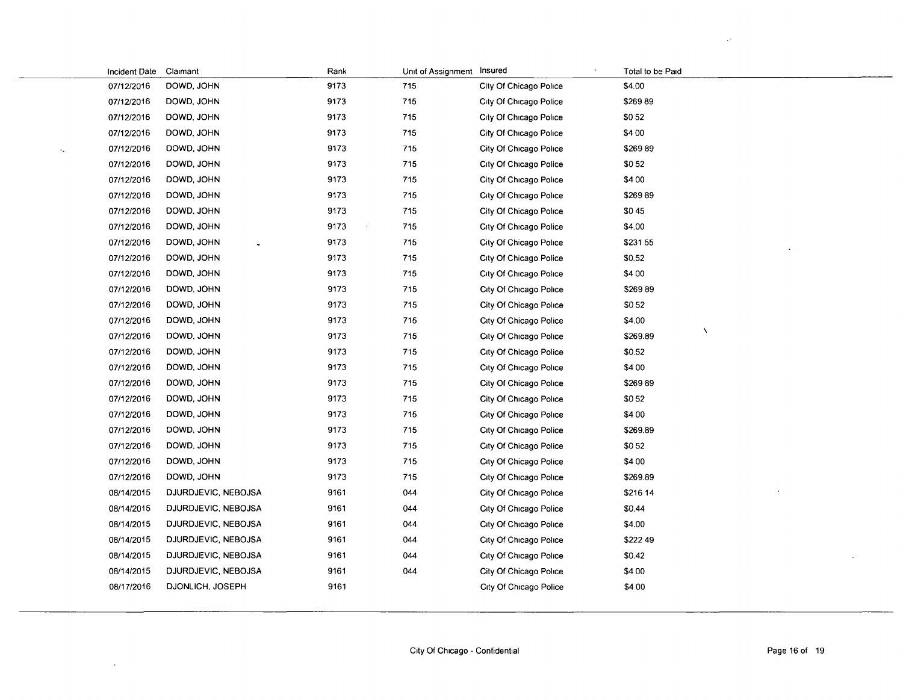| Incident Date | Claimant | Rank | Unit of Assignment | Insured | Total to be Paid |
|---|---|---|---|---|---|
| 07/12/2016 | DOWD, JOHN | 9173 | 715 | City Of Chicago Police | $4.00 |
| 07/12/2016 | DOWD, JOHN | 9173 | 715 | City Of Chicago Police | $269 89 |
| 07/12/2016 | DOWD, JOHN | 9173 | 715 | City Of Chicago Police | $0 52 |
| 07/12/2016 | DOWD, JOHN | 9173 | 715 | City Of Chicago Police | $4 00 |
| 07/12/2016 | DOWD, JOHN | 9173 | 715 | City Of Chicago Police | $269 89 |
| 07/12/2016 | DOWD, JOHN | 9173 | 715 | City Of Chicago Police | $0 52 |
| 07/12/2016 | DOWD, JOHN | 9173 | 715 | City Of Chicago Police | $4 00 |
| 07/12/2016 | DOWD, JOHN | 9173 | 715 | City Of Chicago Police | $269 89 |
| 07/12/2016 | DOWD, JOHN | 9173 | 715 | City Of Chicago Police | $0 45 |
| 07/12/2016 | DOWD, JOHN | 9173 | 715 | City Of Chicago Police | $4.00 |
| 07/12/2016 | DOWD, JOHN | 9173 | 715 | City Of Chicago Police | $231 55 |
| 07/12/2016 | DOWD, JOHN | 9173 | 715 | City Of Chicago Police | $0.52 |
| 07/12/2016 | DOWD, JOHN | 9173 | 715 | City Of Chicago Police | $4 00 |
| 07/12/2016 | DOWD, JOHN | 9173 | 715 | City Of Chicago Police | $269 89 |
| 07/12/2016 | DOWD, JOHN | 9173 | 715 | City Of Chicago Police | $0 52 |
| 07/12/2016 | DOWD, JOHN | 9173 | 715 | City Of Chicago Police | $4.00 |
| 07/12/2016 | DOWD, JOHN | 9173 | 715 | City Of Chicago Police | $269.89 |
| 07/12/2016 | DOWD, JOHN | 9173 | 715 | City Of Chicago Police | $0.52 |
| 07/12/2016 | DOWD, JOHN | 9173 | 715 | City Of Chicago Police | $4 00 |
| 07/12/2016 | DOWD, JOHN | 9173 | 715 | City Of Chicago Police | $269 89 |
| 07/12/2016 | DOWD, JOHN | 9173 | 715 | City Of Chicago Police | $0 52 |
| 07/12/2016 | DOWD, JOHN | 9173 | 715 | City Of Chicago Police | $4 00 |
| 07/12/2016 | DOWD, JOHN | 9173 | 715 | City Of Chicago Police | $269.89 |
| 07/12/2016 | DOWD, JOHN | 9173 | 715 | City Of Chicago Police | $0 52 |
| 07/12/2016 | DOWD, JOHN | 9173 | 715 | City Of Chicago Police | $4 00 |
| 07/12/2016 | DOWD, JOHN | 9173 | 715 | City Of Chicago Police | $269.89 |
| 08/14/2015 | DJURDJEVIC, NEBOJSA | 9161 | 044 | City Of Chicago Police | $216 14 |
| 08/14/2015 | DJURDJEVIC, NEBOJSA | 9161 | 044 | City Of Chicago Police | $0.44 |
| 08/14/2015 | DJURDJEVIC, NEBOJSA | 9161 | 044 | City Of Chicago Police | $4.00 |
| 08/14/2015 | DJURDJEVIC, NEBOJSA | 9161 | 044 | City Of Chicago Police | $222 49 |
| 08/14/2015 | DJURDJEVIC, NEBOJSA | 9161 | 044 | City Of Chicago Police | $0.42 |
| 08/14/2015 | DJURDJEVIC, NEBOJSA | 9161 | 044 | City Of Chicago Police | $4 00 |
| 08/17/2016 | DJONLICH, JOSEPH | 9161 | | City Of Chicago Police | $4 00 |

City Of Chicago - Confidential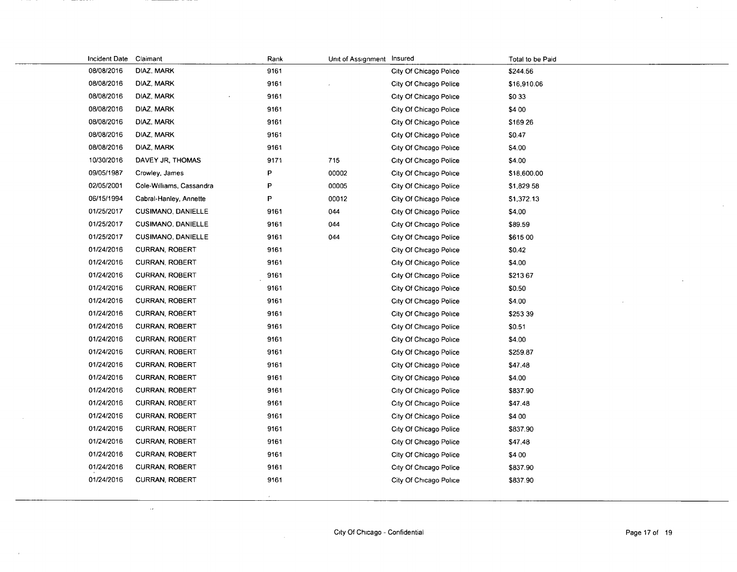| Incident Date | Claimant | Rank | Unit of Assignment | Insured | Total to be Paid |
|---|---|---|---|---|---|
| 08/08/2016 | DIAZ, MARK | 9161 | | City Of Chicago Police | $244.56 |
| 08/08/2016 | DIAZ, MARK | 9161 | | City Of Chicago Police | $16,910.06 |
| 08/08/2016 | DIAZ, MARK | 9161 | | City Of Chicago Police | $0 33 |
| 08/08/2016 | DIAZ, MARK | 9161 | | City Of Chicago Police | $4 00 |
| 08/08/2016 | DIAZ, MARK | 9161 | | City Of Chicago Police | $169 26 |
| 08/08/2016 | DIAZ, MARK | 9161 | | City Of Chicago Police | $0.47 |
| 08/08/2016 | DIAZ, MARK | 9161 | | City Of Chicago Police | $4.00 |
| 10/30/2016 | DAVEY JR, THOMAS | 9171 | 715 | City Of Chicago Police | $4.00 |
| 09/05/1987 | Crowley, James | P | 00002 | City Of Chicago Police | $18,600.00 |
| 02/05/2001 | Cole-Williams, Cassandra | P | 00005 | City Of Chicago Police | $1,829 58 |
| 06/15/1994 | Cabral-Hanley, Annette | P | 00012 | City Of Chicago Police | $1,372.13 |
| 01/25/2017 | CUSIMANO, DANIELLE | 9161 | 044 | City Of Chicago Police | $4.00 |
| 01/25/2017 | CUSIMANO, DANIELLE | 9161 | 044 | City Of Chicago Police | $89.59 |
| 01/25/2017 | CUSIMANO, DANIELLE | 9161 | 044 | City Of Chicago Police | $615 00 |
| 01/24/2016 | CURRAN, ROBERT | 9161 | | City Of Chicago Police | $0.42 |
| 01/24/2016 | CURRAN, ROBERT | 9161 | | City Of Chicago Police | $4.00 |
| 01/24/2016 | CURRAN, ROBERT | 9161 | | City Of Chicago Police | $213 67 |
| 01/24/2016 | CURRAN, ROBERT | 9161 | | City Of Chicago Police | $0.50 |
| 01/24/2016 | CURRAN, ROBERT | 9161 | | City Of Chicago Police | $4.00 |
| 01/24/2016 | CURRAN, ROBERT | 9161 | | City Of Chicago Police | $253 39 |
| 01/24/2016 | CURRAN, ROBERT | 9161 | | City Of Chicago Police | $0.51 |
| 01/24/2016 | CURRAN, ROBERT | 9161 | | City Of Chicago Police | $4.00 |
| 01/24/2016 | CURRAN, ROBERT | 9161 | | City Of Chicago Police | $259.87 |
| 01/24/2016 | CURRAN, ROBERT | 9161 | | City Of Chicago Police | $47.48 |
| 01/24/2016 | CURRAN, ROBERT | 9161 | | City Of Chicago Police | $4.00 |
| 01/24/2016 | CURRAN, ROBERT | 9161 | | City Of Chicago Police | $837.90 |
| 01/24/2016 | CURRAN, ROBERT | 9161 | | City Of Chicago Police | $47.48 |
| 01/24/2016 | CURRAN, ROBERT | 9161 | | City Of Chicago Police | $4 00 |
| 01/24/2016 | CURRAN, ROBERT | 9161 | | City Of Chicago Police | $837.90 |
| 01/24/2016 | CURRAN, ROBERT | 9161 | | City Of Chicago Police | $47.48 |
| 01/24/2016 | CURRAN, ROBERT | 9161 | | City Of Chicago Police | $4 00 |
| 01/24/2016 | CURRAN, ROBERT | 9161 | | City Of Chicago Police | $837.90 |
| 01/24/2016 | CURRAN, ROBERT | 9161 | | City Of Chicago Police | $837.90 |

City Of Chicago - Confidential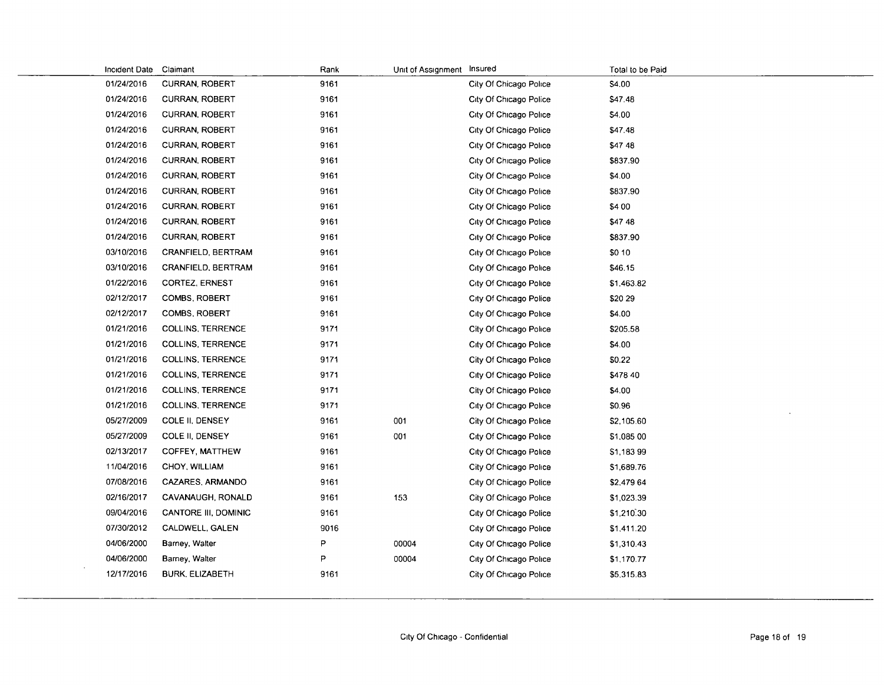| Incident Date | Claimant | Rank | Unit of Assignment | Insured | Total to be Paid |
|---|---|---|---|---|---|
| 01/24/2016 | CURRAN, ROBERT | 9161 | | City Of Chicago Police | $4.00 |
| 01/24/2016 | CURRAN, ROBERT | 9161 | | City Of Chicago Police | $47.48 |
| 01/24/2016 | CURRAN, ROBERT | 9161 | | City Of Chicago Police | $4.00 |
| 01/24/2016 | CURRAN, ROBERT | 9161 | | City Of Chicago Police | $47.48 |
| 01/24/2016 | CURRAN, ROBERT | 9161 | | City Of Chicago Police | $47 48 |
| 01/24/2016 | CURRAN, ROBERT | 9161 | | City Of Chicago Police | $837.90 |
| 01/24/2016 | CURRAN, ROBERT | 9161 | | City Of Chicago Police | $4.00 |
| 01/24/2016 | CURRAN, ROBERT | 9161 | | City Of Chicago Police | $837.90 |
| 01/24/2016 | CURRAN, ROBERT | 9161 | | City Of Chicago Police | $4 00 |
| 01/24/2016 | CURRAN, ROBERT | 9161 | | City Of Chicago Police | $47 48 |
| 01/24/2016 | CURRAN, ROBERT | 9161 | | City Of Chicago Police | $837.90 |
| 03/10/2016 | CRANFIELD, BERTRAM | 9161 | | City Of Chicago Police | $0 10 |
| 03/10/2016 | CRANFIELD, BERTRAM | 9161 | | City Of Chicago Police | $46.15 |
| 01/22/2016 | CORTEZ, ERNEST | 9161 | | City Of Chicago Police | $1,463.82 |
| 02/12/2017 | COMBS, ROBERT | 9161 | | City Of Chicago Police | $20 29 |
| 02/12/2017 | COMBS, ROBERT | 9161 | | City Of Chicago Police | $4.00 |
| 01/21/2016 | COLLINS, TERRENCE | 9171 | | City Of Chicago Police | $205.58 |
| 01/21/2016 | COLLINS, TERRENCE | 9171 | | City Of Chicago Police | $4.00 |
| 01/21/2016 | COLLINS, TERRENCE | 9171 | | City Of Chicago Police | $0.22 |
| 01/21/2016 | COLLINS, TERRENCE | 9171 | | City Of Chicago Police | $478 40 |
| 01/21/2016 | COLLINS, TERRENCE | 9171 | | City Of Chicago Police | $4.00 |
| 01/21/2016 | COLLINS, TERRENCE | 9171 | | City Of Chicago Police | $0.96 |
| 05/27/2009 | COLE II, DENSEY | 9161 | 001 | City Of Chicago Police | $2,105.60 |
| 05/27/2009 | COLE II, DENSEY | 9161 | 001 | City Of Chicago Police | $1,085 00 |
| 02/13/2017 | COFFEY, MATTHEW | 9161 | | City Of Chicago Police | $1,183 99 |
| 11/04/2016 | CHOY, WILLIAM | 9161 | | City Of Chicago Police | $1,689.76 |
| 07/08/2016 | CAZARES, ARMANDO | 9161 | | City Of Chicago Police | $2,479 64 |
| 02/16/2017 | CAVANAUGH, RONALD | 9161 | 153 | City Of Chicago Police | $1,023.39 |
| 09/04/2016 | CANTORE III, DOMINIC | 9161 | | City Of Chicago Police | $1,210.30 |
| 07/30/2012 | CALDWELL, GALEN | 9016 | | City Of Chicago Police | $1,411.20 |
| 04/06/2000 | Barney, Walter | P | 00004 | City Of Chicago Police | $1,310.43 |
| 04/06/2000 | Barney, Walter | P | 00004 | City Of Chicago Police | $1,170.77 |
| 12/17/2016 | BURK, ELIZABETH | 9161 | | City Of Chicago Police | $5,315.83 |

City Of Chicago - Confidential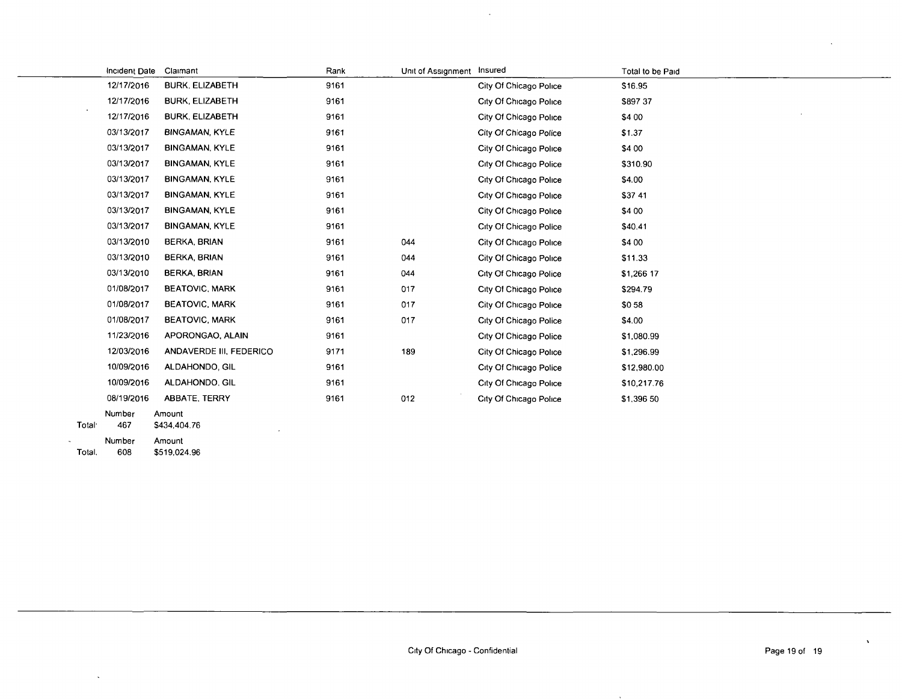| Incident Date | Claimant | Rank | Unit of Assignment | Insured | Total to be Paid |
|---|---|---|---|---|---|
| 12/17/2016 | BURK, ELIZABETH | 9161 | | City Of Chicago Police | $16.95 |
| 12/17/2016 | BURK, ELIZABETH | 9161 | | City Of Chicago Police | $897 37 |
| 12/17/2016 | BURK, ELIZABETH | 9161 | | City Of Chicago Police | $4 00 |
| 03/13/2017 | BINGAMAN, KYLE | 9161 | | City Of Chicago Police | $1.37 |
| 03/13/2017 | BINGAMAN, KYLE | 9161 | | City Of Chicago Police | $4 00 |
| 03/13/2017 | BINGAMAN, KYLE | 9161 | | City Of Chicago Police | $310.90 |
| 03/13/2017 | BINGAMAN, KYLE | 9161 | | City Of Chicago Police | $4.00 |
| 03/13/2017 | BINGAMAN, KYLE | 9161 | | City Of Chicago Police | $37 41 |
| 03/13/2017 | BINGAMAN, KYLE | 9161 | | City Of Chicago Police | $4 00 |
| 03/13/2017 | BINGAMAN, KYLE | 9161 | | City Of Chicago Police | $40.41 |
| 03/13/2010 | BERKA, BRIAN | 9161 | 044 | City Of Chicago Police | $4 00 |
| 03/13/2010 | BERKA, BRIAN | 9161 | 044 | City Of Chicago Police | $11.33 |
| 03/13/2010 | BERKA, BRIAN | 9161 | 044 | City Of Chicago Police | $1,266 17 |
| 01/08/2017 | BEATOVIC, MARK | 9161 | 017 | City Of Chicago Police | $294.79 |
| 01/08/2017 | BEATOVIC, MARK | 9161 | 017 | City Of Chicago Police | $0 58 |
| 01/08/2017 | BEATOVIC, MARK | 9161 | 017 | City Of Chicago Police | $4.00 |
| 11/23/2016 | APORONGAO, ALAIN | 9161 | | City Of Chicago Police | $1,080.99 |
| 12/03/2016 | ANDAVERDE III, FEDERICO | 9171 | 189 | City Of Chicago Police | $1,296.99 |
| 10/09/2016 | ALDAHONDO, GIL | 9161 | | City Of Chicago Police | $12,980.00 |
| 10/09/2016 | ALDAHONDO, GIL | 9161 | | City Of Chicago Police | $10,217.76 |
| 08/19/2016 | ABBATE, TERRY | 9161 | 012 | City Of Chicago Police | $1,396 50 |

| | Number | Amount |
|---|---|---|
| Total: | 467 | $434,404.76 |

| | Number | Amount |
|---|---|---|
| Total. | 608 | $519,024.96 |

City Of Chicago - Confidential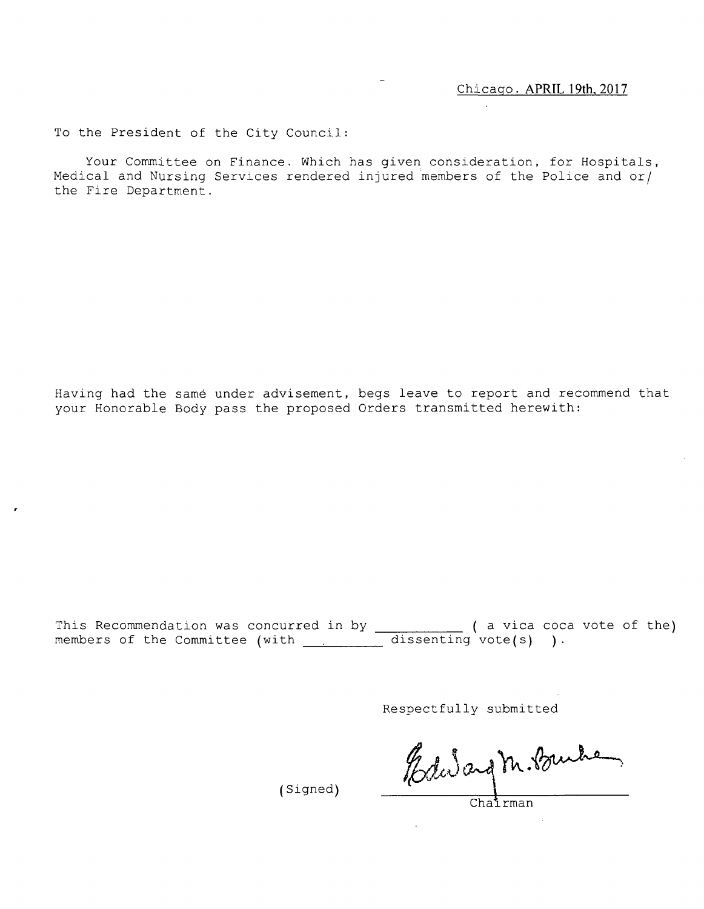Chicago. APRIL 19th, 2017

To the President of the City Council:

Your Committee on Finance. Which has given consideration, for Hospitals, Medical and Nursing Services rendered injured members of the Police and or/ the Fire Department.

Having had the samé under advisement, begs leave to report and recommend that your Honorable Body pass the proposed Orders transmitted herewith:

This Recommendation was concurred in by __________ ( a vica coca vote of the) members of the Committee (with __________ dissenting vote(s) ).

Respectfully submitted

(Signed) Edward M. Burke

Chairman